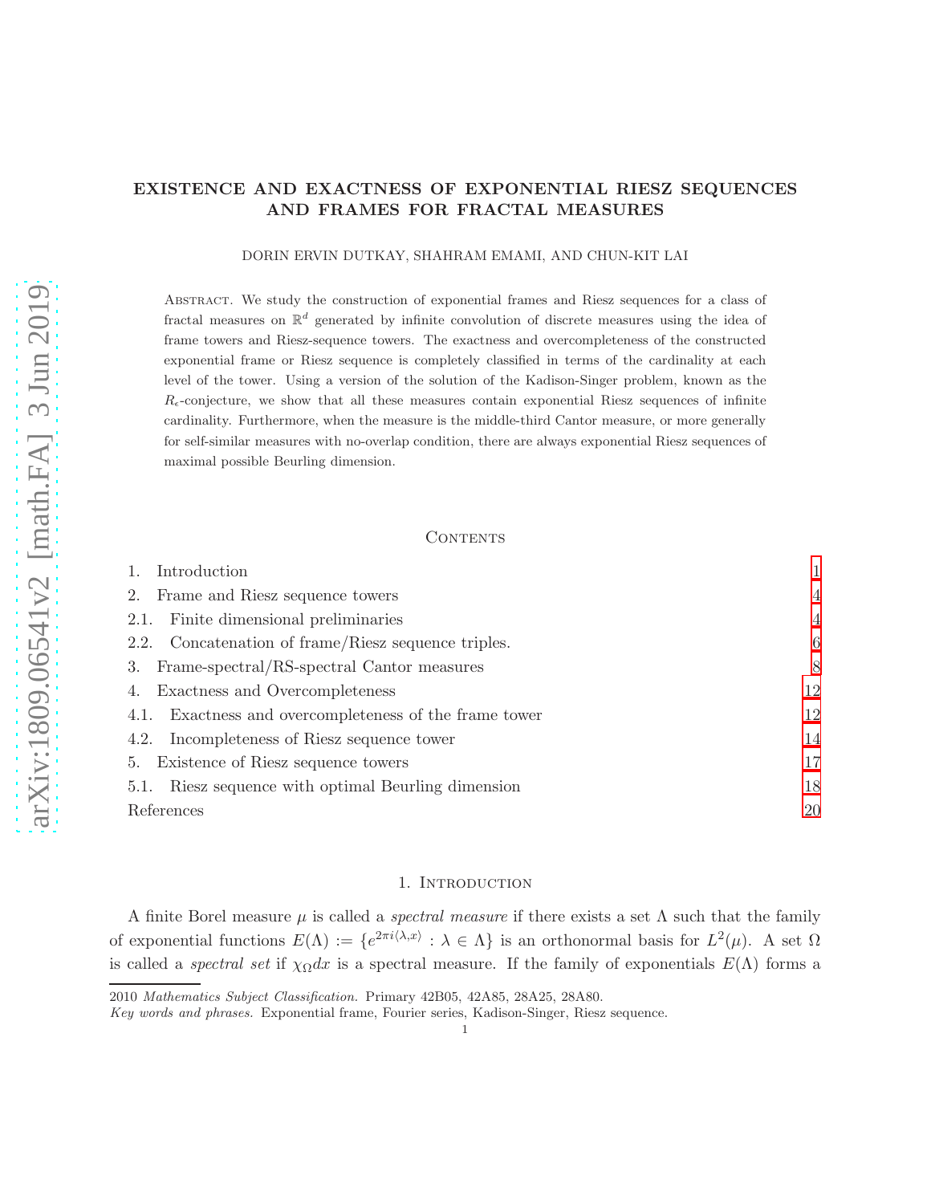# EXISTENCE AND EXACTNESS OF EXPONENTIAL RIESZ SEQUENCES AND FRAMES FOR FRACTAL MEASURES

DORIN ERVIN DUTKAY, SHAHRAM EMAMI, AND CHUN-KIT LAI

Abstract. We study the construction of exponential frames and Riesz sequences for a class of fractal measures on $\mathbb{R}^d$ generated by infinite convolution of discrete measures using the idea of frame towers and Riesz-sequence towers. The exactness and overcompleteness of the constructed exponential frame or Riesz sequence is completely classified in terms of the cardinality at each level of the tower. Using a version of the solution of the Kadison-Singer problem, known as the $R_\epsilon$-conjecture, we show that all these measures contain exponential Riesz sequences of infinite cardinality. Furthermore, when the measure is the middle-third Cantor measure, or more generally for self-similar measures with no-overlap condition, there are always exponential Riesz sequences of maximal possible Beurling dimension.

## Contents

1. Introduction 1
2. Frame and Riesz sequence towers 4
   - 2.1. Finite dimensional preliminaries 4
   - 2.2. Concatenation of frame/Riesz sequence triples. 6
3. Frame-spectral/RS-spectral Cantor measures 8
4. Exactness and Overcompleteness 12
   - 4.1. Exactness and overcompleteness of the frame tower 12
   - 4.2. Incompleteness of Riesz sequence tower 14
5. Existence of Riesz sequence towers 17
   - 5.1. Riesz sequence with optimal Beurling dimension 18

References 20

## 1. Introduction

A finite Borel measure $\mu$ is called a *spectral measure* if there exists a set $\Lambda$ such that the family of exponential functions $E(\Lambda) := \{e^{2\pi i\langle\lambda,x\rangle} : \lambda \in \Lambda\}$ is an orthonormal basis for $L^2(\mu)$. A set $\Omega$ is called a *spectral set* if $\chi_\Omega dx$ is a spectral measure. If the family of exponentials $E(\Lambda)$ forms a

2010 *Mathematics Subject Classification.* Primary 42B05, 42A85, 28A25, 28A80.

*Key words and phrases.* Exponential frame, Fourier series, Kadison-Singer, Riesz sequence.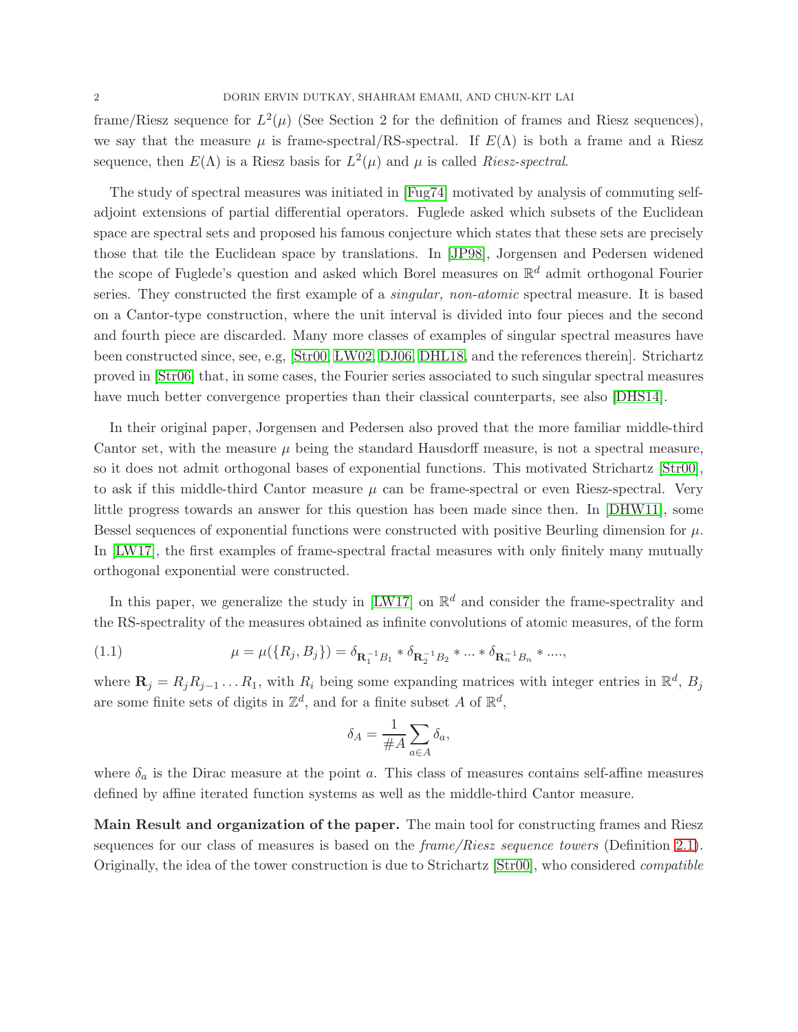frame/Riesz sequence for $L^2(\mu)$ (See Section 2 for the definition of frames and Riesz sequences), we say that the measure $\mu$ is frame-spectral/RS-spectral. If $E(\Lambda)$ is both a frame and a Riesz sequence, then $E(\Lambda)$ is a Riesz basis for $L^2(\mu)$ and $\mu$ is called *Riesz-spectral*.

The study of spectral measures was initiated in [Fug74] motivated by analysis of commuting self-adjoint extensions of partial differential operators. Fuglede asked which subsets of the Euclidean space are spectral sets and proposed his famous conjecture which states that these sets are precisely those that tile the Euclidean space by translations. In [JP98], Jorgensen and Pedersen widened the scope of Fuglede's question and asked which Borel measures on $\mathbb{R}^d$ admit orthogonal Fourier series. They constructed the first example of a *singular, non-atomic* spectral measure. It is based on a Cantor-type construction, where the unit interval is divided into four pieces and the second and fourth piece are discarded. Many more classes of examples of singular spectral measures have been constructed since, see, e.g, [Str00, LW02, DJ06, DHL18, and the references therein]. Strichartz proved in [Str06] that, in some cases, the Fourier series associated to such singular spectral measures have much better convergence properties than their classical counterparts, see also [DHS14].

In their original paper, Jorgensen and Pedersen also proved that the more familiar middle-third Cantor set, with the measure $\mu$ being the standard Hausdorff measure, is not a spectral measure, so it does not admit orthogonal bases of exponential functions. This motivated Strichartz [Str00], to ask if this middle-third Cantor measure $\mu$ can be frame-spectral or even Riesz-spectral. Very little progress towards an answer for this question has been made since then. In [DHW11], some Bessel sequences of exponential functions were constructed with positive Beurling dimension for $\mu$. In [LW17], the first examples of frame-spectral fractal measures with only finitely many mutually orthogonal exponential were constructed.

In this paper, we generalize the study in [LW17] on $\mathbb{R}^d$ and consider the frame-spectrality and the RS-spectrality of the measures obtained as infinite convolutions of atomic measures, of the form

$$\mu = \mu(\{R_j, B_j\}) = \delta_{\mathbf{R}_1^{-1}B_1} * \delta_{\mathbf{R}_2^{-1}B_2} * \dots * \delta_{\mathbf{R}_n^{-1}B_n} * \dots., \tag{1.1}$$

where $\mathbf{R}_j = R_j R_{j-1} \dots R_1$, with $R_i$ being some expanding matrices with integer entries in $\mathbb{R}^d$, $B_j$ are some finite sets of digits in $\mathbb{Z}^d$, and for a finite subset $A$ of $\mathbb{R}^d$,

$$\delta_A = \frac{1}{\#A}\sum_{a\in A}\delta_a,$$

where $\delta_a$ is the Dirac measure at the point $a$. This class of measures contains self-affine measures defined by affine iterated function systems as well as the middle-third Cantor measure.

**Main Result and organization of the paper.** The main tool for constructing frames and Riesz sequences for our class of measures is based on the *frame/Riesz sequence towers* (Definition 2.1). Originally, the idea of the tower construction is due to Strichartz [Str00], who considered *compatible*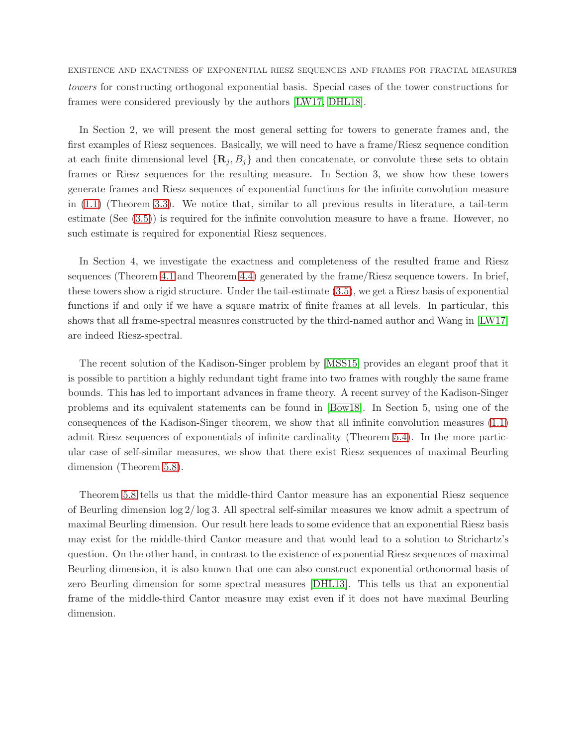*towers* for constructing orthogonal exponential basis. Special cases of the tower constructions for frames were considered previously by the authors [LW17, DHL18].

In Section 2, we will present the most general setting for towers to generate frames and, the first examples of Riesz sequences. Basically, we will need to have a frame/Riesz sequence condition at each finite dimensional level $\{\mathbf{R}_j, B_j\}$ and then concatenate, or convolute these sets to obtain frames or Riesz sequences for the resulting measure. In Section 3, we show how these towers generate frames and Riesz sequences of exponential functions for the infinite convolution measure in (1.1) (Theorem 3.3). We notice that, similar to all previous results in literature, a tail-term estimate (See (3.5)) is required for the infinite convolution measure to have a frame. However, no such estimate is required for exponential Riesz sequences.

In Section 4, we investigate the exactness and completeness of the resulted frame and Riesz sequences (Theorem 4.1 and Theorem 4.4) generated by the frame/Riesz sequence towers. In brief, these towers show a rigid structure. Under the tail-estimate (3.5), we get a Riesz basis of exponential functions if and only if we have a square matrix of finite frames at all levels. In particular, this shows that all frame-spectral measures constructed by the third-named author and Wang in [LW17] are indeed Riesz-spectral.

The recent solution of the Kadison-Singer problem by [MSS15] provides an elegant proof that it is possible to partition a highly redundant tight frame into two frames with roughly the same frame bounds. This has led to important advances in frame theory. A recent survey of the Kadison-Singer problems and its equivalent statements can be found in [Bow18]. In Section 5, using one of the consequences of the Kadison-Singer theorem, we show that all infinite convolution measures (1.1) admit Riesz sequences of exponentials of infinite cardinality (Theorem 5.4). In the more particular case of self-similar measures, we show that there exist Riesz sequences of maximal Beurling dimension (Theorem 5.8).

Theorem 5.8 tells us that the middle-third Cantor measure has an exponential Riesz sequence of Beurling dimension $\log 2/\log 3$. All spectral self-similar measures we know admit a spectrum of maximal Beurling dimension. Our result here leads to some evidence that an exponential Riesz basis may exist for the middle-third Cantor measure and that would lead to a solution to Strichartz's question. On the other hand, in contrast to the existence of exponential Riesz sequences of maximal Beurling dimension, it is also known that one can also construct exponential orthonormal basis of zero Beurling dimension for some spectral measures [DHL13]. This tells us that an exponential frame of the middle-third Cantor measure may exist even if it does not have maximal Beurling dimension.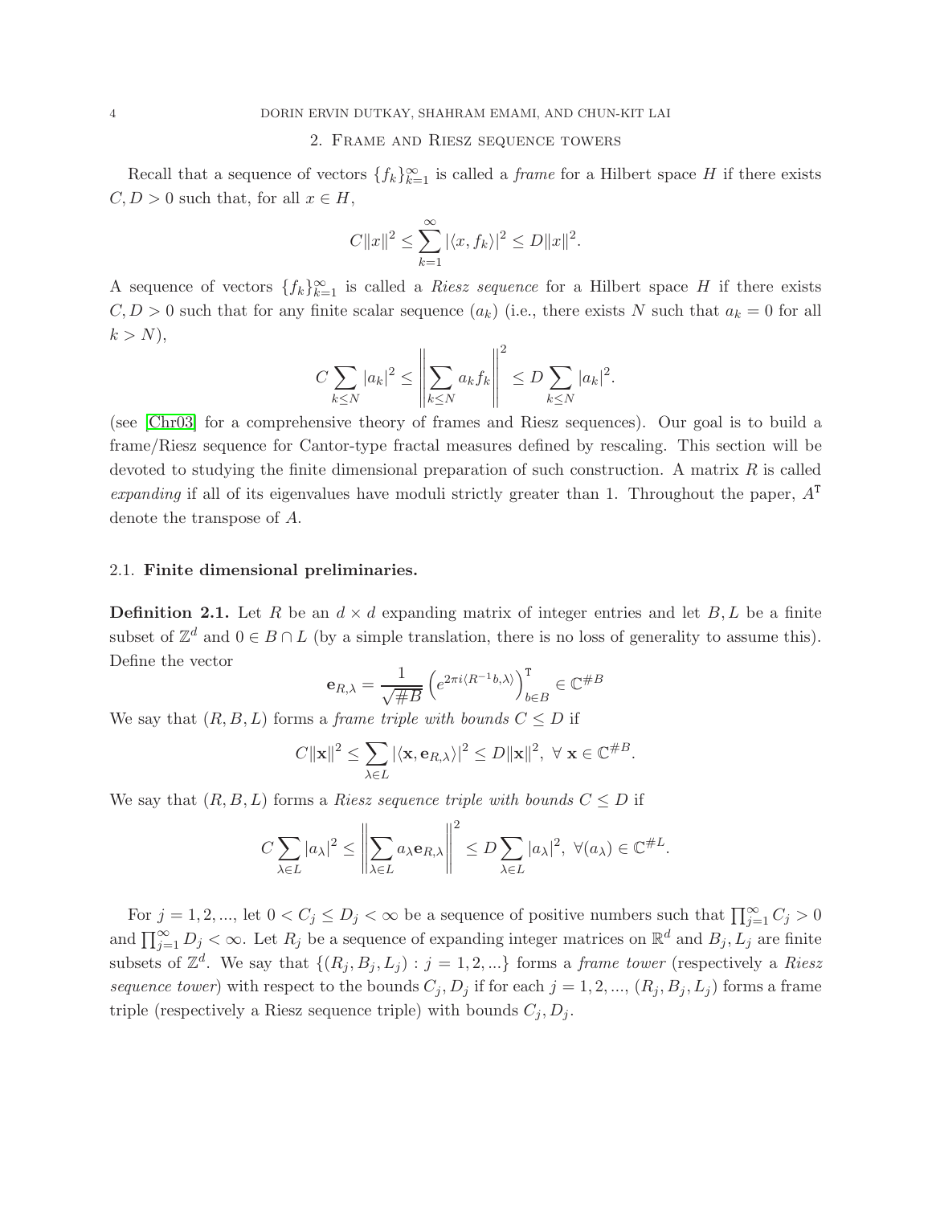## 2. Frame and Riesz sequence towers

Recall that a sequence of vectors $\{f_k\}_{k=1}^{\infty}$ is called a *frame* for a Hilbert space $H$ if there exists $C, D > 0$ such that, for all $x \in H$,

$$C\|x\|^2 \leq \sum_{k=1}^{\infty} |\langle x, f_k \rangle|^2 \leq D\|x\|^2.$$

A sequence of vectors $\{f_k\}_{k=1}^{\infty}$ is called a *Riesz sequence* for a Hilbert space $H$ if there exists $C, D > 0$ such that for any finite scalar sequence $(a_k)$ (i.e., there exists $N$ such that $a_k = 0$ for all $k > N$),

$$C \sum_{k \leq N} |a_k|^2 \leq \left\| \sum_{k \leq N} a_k f_k \right\|^2 \leq D \sum_{k \leq N} |a_k|^2.$$

(see [Chr03] for a comprehensive theory of frames and Riesz sequences). Our goal is to build a frame/Riesz sequence for Cantor-type fractal measures defined by rescaling. This section will be devoted to studying the finite dimensional preparation of such construction. A matrix $R$ is called *expanding* if all of its eigenvalues have moduli strictly greater than 1. Throughout the paper, $A^{\mathsf{T}}$ denote the transpose of $A$.

### 2.1. Finite dimensional preliminaries.

**Definition 2.1.** Let $R$ be an $d \times d$ expanding matrix of integer entries and let $B, L$ be a finite subset of $\mathbb{Z}^d$ and $0 \in B \cap L$ (by a simple translation, there is no loss of generality to assume this). Define the vector

$$\mathbf{e}_{R,\lambda} = \frac{1}{\sqrt{\#B}} \left( e^{2\pi i \langle R^{-1}b, \lambda \rangle} \right)_{b \in B}^{\mathsf{T}} \in \mathbb{C}^{\#B}$$

We say that $(R, B, L)$ forms a *frame triple with bounds* $C \leq D$ if

$$C\|\mathbf{x}\|^2 \leq \sum_{\lambda \in L} |\langle \mathbf{x}, \mathbf{e}_{R,\lambda} \rangle|^2 \leq D\|\mathbf{x}\|^2, \ \forall \ \mathbf{x} \in \mathbb{C}^{\#B}.$$

We say that $(R, B, L)$ forms a *Riesz sequence triple with bounds* $C \leq D$ if

$$C \sum_{\lambda \in L} |a_\lambda|^2 \leq \left\| \sum_{\lambda \in L} a_\lambda \mathbf{e}_{R,\lambda} \right\|^2 \leq D \sum_{\lambda \in L} |a_\lambda|^2, \ \forall (a_\lambda) \in \mathbb{C}^{\#L}.$$

For $j = 1, 2, \ldots$, let $0 < C_j \leq D_j < \infty$ be a sequence of positive numbers such that $\prod_{j=1}^{\infty} C_j > 0$ and $\prod_{j=1}^{\infty} D_j < \infty$. Let $R_j$ be a sequence of expanding integer matrices on $\mathbb{R}^d$ and $B_j, L_j$ are finite subsets of $\mathbb{Z}^d$. We say that $\{(R_j, B_j, L_j) : j = 1, 2, \ldots\}$ forms a *frame tower* (respectively a *Riesz sequence tower*) with respect to the bounds $C_j, D_j$ if for each $j = 1, 2, \ldots$, $(R_j, B_j, L_j)$ forms a frame triple (respectively a Riesz sequence triple) with bounds $C_j, D_j$.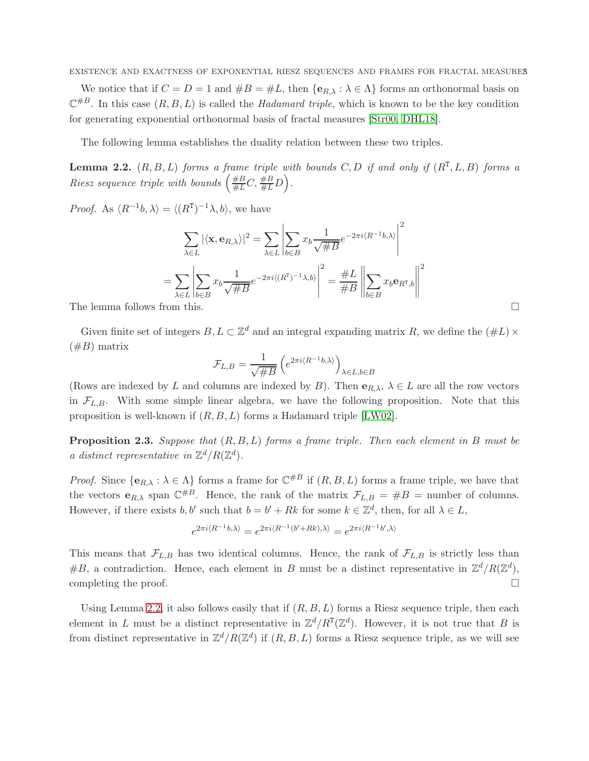We notice that if $C = D = 1$ and $\#B = \#L$, then $\{\mathbf{e}_{R,\lambda} : \lambda \in \Lambda\}$ forms an orthonormal basis on $\mathbb{C}^{\#B}$. In this case $(R, B, L)$ is called the *Hadamard triple*, which is known to be the key condition for generating exponential orthonormal basis of fractal measures [Str00, DHL18].

The following lemma establishes the duality relation between these two triples.

**Lemma 2.2.** *$(R, B, L)$ forms a frame triple with bounds $C, D$ if and only if $(R^{\mathsf{T}}, L, B)$ forms a Riesz sequence triple with bounds $\left(\frac{\#B}{\#L}C, \frac{\#B}{\#L}D\right)$.*

*Proof.* As $\langle R^{-1}b, \lambda\rangle = \langle (R^{\mathsf{T}})^{-1}\lambda, b\rangle$, we have

$$\sum_{\lambda\in L} |\langle \mathbf{x}, \mathbf{e}_{R,\lambda}\rangle|^2 = \sum_{\lambda\in L}\left|\sum_{b\in B} x_b \frac{1}{\sqrt{\#B}} e^{-2\pi i\langle R^{-1}b,\lambda\rangle}\right|^2$$

$$= \sum_{\lambda\in L}\left|\sum_{b\in B} x_b \frac{1}{\sqrt{\#B}} e^{-2\pi i\langle (R^{\mathsf{T}})^{-1}\lambda,b\rangle}\right|^2 = \frac{\#L}{\#B}\left\|\sum_{b\in B} x_b \mathbf{e}_{R^{\mathsf{T}},b}\right\|^2$$

The lemma follows from this. $\square$

Given finite set of integers $B, L \subset \mathbb{Z}^d$ and an integral expanding matrix $R$, we define the $(\#L)\times(\#B)$ matrix

$$\mathcal{F}_{L,B} = \frac{1}{\sqrt{\#B}}\left(e^{2\pi i\langle R^{-1}b,\lambda\rangle}\right)_{\lambda\in L, b\in B}$$

(Rows are indexed by $L$ and columns are indexed by $B$). Then $\mathbf{e}_{R,\lambda}$, $\lambda \in L$ are all the row vectors in $\mathcal{F}_{L,B}$. With some simple linear algebra, we have the following proposition. Note that this proposition is well-known if $(R, B, L)$ forms a Hadamard triple [ŁW02].

**Proposition 2.3.** *Suppose that $(R, B, L)$ forms a frame triple. Then each element in $B$ must be a distinct representative in $\mathbb{Z}^d/R(\mathbb{Z}^d)$.*

*Proof.* Since $\{\mathbf{e}_{R,\lambda} : \lambda \in \Lambda\}$ forms a frame for $\mathbb{C}^{\#B}$ if $(R, B, L)$ forms a frame triple, we have that the vectors $\mathbf{e}_{R,\lambda}$ span $\mathbb{C}^{\#B}$. Hence, the rank of the matrix $\mathcal{F}_{L,B} = \#B =$ number of columns. However, if there exists $b, b'$ such that $b = b' + Rk$ for some $k \in \mathbb{Z}^d$, then, for all $\lambda \in L$,

$$e^{2\pi i\langle R^{-1}b,\lambda\rangle} = e^{2\pi i\langle R^{-1}(b'+Rk),\lambda\rangle} = e^{2\pi i\langle R^{-1}b',\lambda\rangle}$$

This means that $\mathcal{F}_{L,B}$ has two identical columns. Hence, the rank of $\mathcal{F}_{L,B}$ is strictly less than $\#B$, a contradiction. Hence, each element in $B$ must be a distinct representative in $\mathbb{Z}^d/R(\mathbb{Z}^d)$, completing the proof. $\square$

Using Lemma 2.2, it also follows easily that if $(R, B, L)$ forms a Riesz sequence triple, then each element in $L$ must be a distinct representative in $\mathbb{Z}^d/R^{\mathsf{T}}(\mathbb{Z}^d)$. However, it is not true that $B$ is from distinct representative in $\mathbb{Z}^d/R(\mathbb{Z}^d)$ if $(R, B, L)$ forms a Riesz sequence triple, as we will see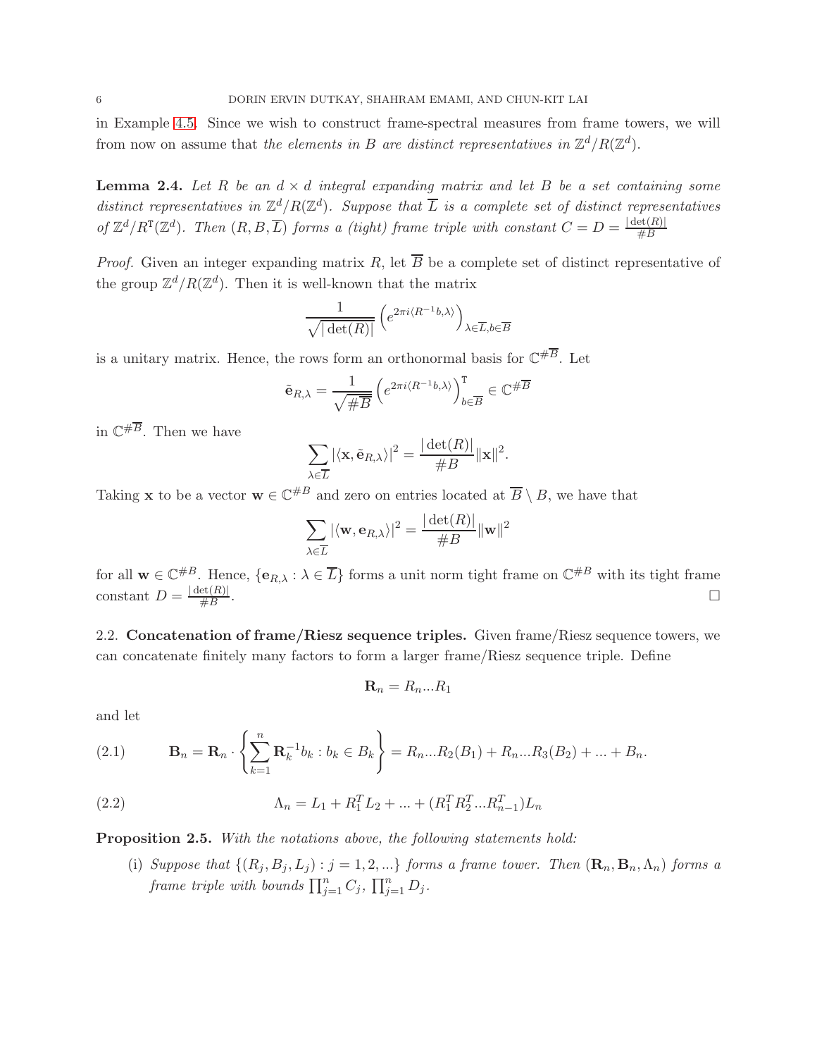in Example 4.5. Since we wish to construct frame-spectral measures from frame towers, we will from now on assume that *the elements in $B$ are distinct representatives in $\mathbb{Z}^d/R(\mathbb{Z}^d)$.*

**Lemma 2.4.** *Let $R$ be an $d \times d$ integral expanding matrix and let $B$ be a set containing some distinct representatives in $\mathbb{Z}^d/R(\mathbb{Z}^d)$. Suppose that $\overline{L}$ is a complete set of distinct representatives of $\mathbb{Z}^d/R^{\mathtt{T}}(\mathbb{Z}^d)$. Then $(R, B, \overline{L})$ forms a (tight) frame triple with constant $C = D = \frac{|\det(R)|}{\#B}$*

*Proof.* Given an integer expanding matrix $R$, let $\overline{B}$ be a complete set of distinct representative of the group $\mathbb{Z}^d/R(\mathbb{Z}^d)$. Then it is well-known that the matrix

$$\frac{1}{\sqrt{|\det(R)|}}\left(e^{2\pi i\langle R^{-1}b,\lambda\rangle}\right)_{\lambda\in\overline{L},b\in\overline{B}}$$

is a unitary matrix. Hence, the rows form an orthonormal basis for $\mathbb{C}^{\#\overline{B}}$. Let

$$\tilde{\mathbf{e}}_{R,\lambda} = \frac{1}{\sqrt{\#\overline{B}}}\left(e^{2\pi i\langle R^{-1}b,\lambda\rangle}\right)^{\mathtt{T}}_{b\in\overline{B}} \in \mathbb{C}^{\#\overline{B}}$$

in $\mathbb{C}^{\#\overline{B}}$. Then we have

$$\sum_{\lambda\in\overline{L}} |\langle \mathbf{x}, \tilde{\mathbf{e}}_{R,\lambda}\rangle|^2 = \frac{|\det(R)|}{\#B}\|\mathbf{x}\|^2.$$

Taking $\mathbf{x}$ to be a vector $\mathbf{w} \in \mathbb{C}^{\#B}$ and zero on entries located at $\overline{B}\setminus B$, we have that

$$\sum_{\lambda\in\overline{L}} |\langle \mathbf{w}, \mathbf{e}_{R,\lambda}\rangle|^2 = \frac{|\det(R)|}{\#B}\|\mathbf{w}\|^2$$

for all $\mathbf{w} \in \mathbb{C}^{\#B}$. Hence, $\{\mathbf{e}_{R,\lambda} : \lambda \in \overline{L}\}$ forms a unit norm tight frame on $\mathbb{C}^{\#B}$ with its tight frame constant $D = \frac{|\det(R)|}{\#B}$. $\square$

2.2. **Concatenation of frame/Riesz sequence triples.** Given frame/Riesz sequence towers, we can concatenate finitely many factors to form a larger frame/Riesz sequence triple. Define

$$\mathbf{R}_n = R_n ... R_1$$

and let

$$\mathbf{B}_n = \mathbf{R}_n \cdot \left\{\sum_{k=1}^{n} \mathbf{R}_k^{-1} b_k : b_k \in B_k\right\} = R_n...R_2(B_1) + R_n...R_3(B_2) + ... + B_n. \tag{2.1}$$

$$\Lambda_n = L_1 + R_1^T L_2 + ... + (R_1^T R_2^T ... R_{n-1}^T)L_n \tag{2.2}$$

**Proposition 2.5.** *With the notations above, the following statements hold:*

(i) *Suppose that $\{(R_j, B_j, L_j) : j = 1, 2, ...\}$ forms a frame tower. Then $(\mathbf{R}_n, \mathbf{B}_n, \Lambda_n)$ forms a frame triple with bounds $\prod_{j=1}^{n} C_j$, $\prod_{j=1}^{n} D_j$.*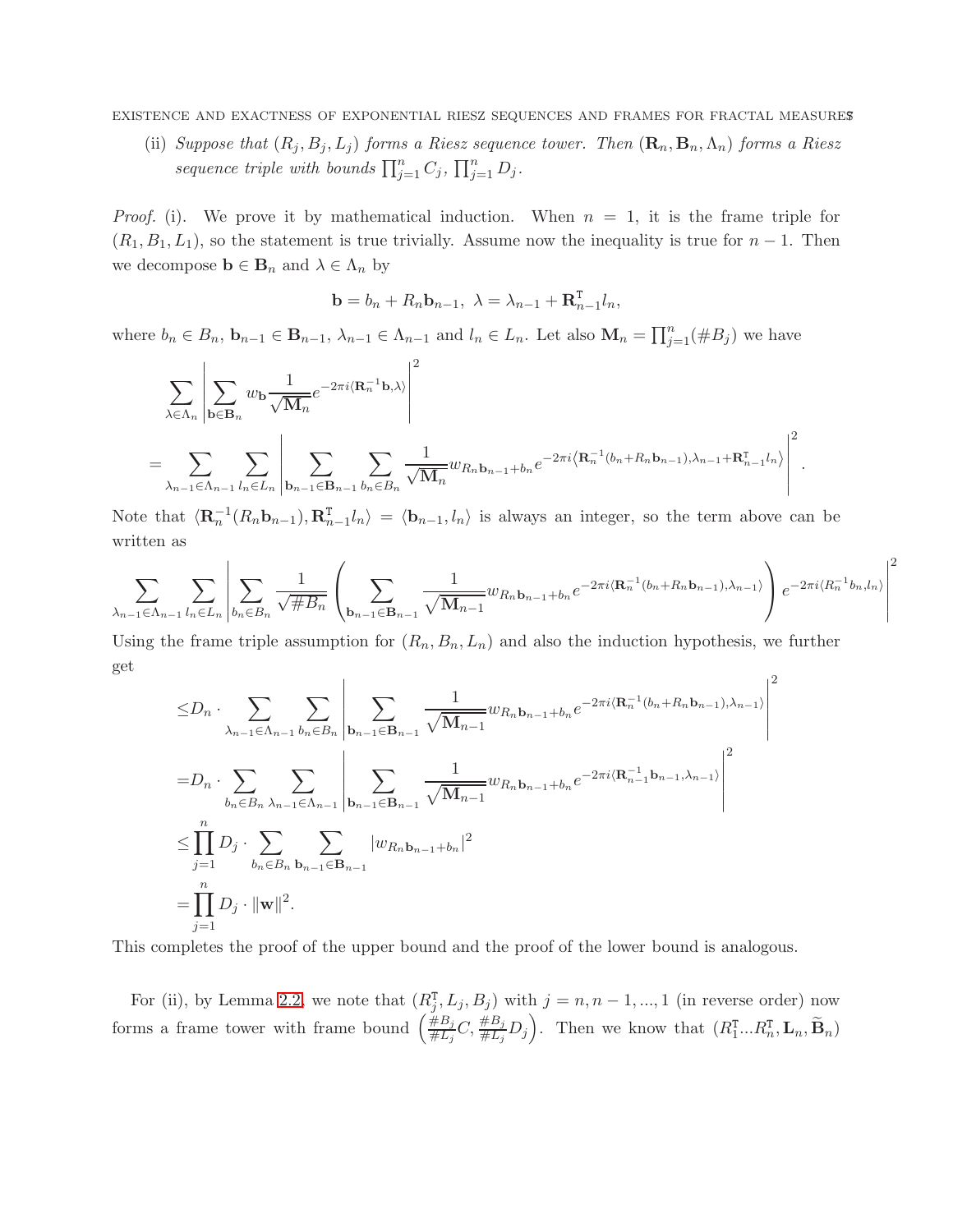(ii) *Suppose that $(R_j, B_j, L_j)$ forms a Riesz sequence tower. Then $(\mathbf{R}_n, \mathbf{B}_n, \Lambda_n)$ forms a Riesz sequence triple with bounds $\prod_{j=1}^n C_j$, $\prod_{j=1}^n D_j$.*

*Proof.* (i). We prove it by mathematical induction. When $n = 1$, it is the frame triple for $(R_1, B_1, L_1)$, so the statement is true trivially. Assume now the inequality is true for $n-1$. Then we decompose $\mathbf{b} \in \mathbf{B}_n$ and $\lambda \in \Lambda_n$ by

$$\mathbf{b} = b_n + R_n \mathbf{b}_{n-1}, \ \lambda = \lambda_{n-1} + \mathbf{R}_{n-1}^{\mathsf{T}} l_n,$$

where $b_n \in B_n$, $\mathbf{b}_{n-1} \in \mathbf{B}_{n-1}$, $\lambda_{n-1} \in \Lambda_{n-1}$ and $l_n \in L_n$. Let also $\mathbf{M}_n = \prod_{j=1}^n (\# B_j)$ we have

$$\begin{aligned}
&\sum_{\lambda \in \Lambda_n} \left| \sum_{\mathbf{b} \in \mathbf{B}_n} w_{\mathbf{b}} \frac{1}{\sqrt{\mathbf{M}_n}} e^{-2\pi i \langle \mathbf{R}_n^{-1} \mathbf{b}, \lambda \rangle} \right|^2 \\
= &\sum_{\lambda_{n-1} \in \Lambda_{n-1}} \sum_{l_n \in L_n} \left| \sum_{\mathbf{b}_{n-1} \in \mathbf{B}_{n-1}} \sum_{b_n \in B_n} \frac{1}{\sqrt{\mathbf{M}_n}} w_{R_n \mathbf{b}_{n-1} + b_n} e^{-2\pi i \left\langle \mathbf{R}_n^{-1}(b_n + R_n \mathbf{b}_{n-1}), \lambda_{n-1} + \mathbf{R}_{n-1}^{\mathsf{T}} l_n \right\rangle} \right|^2.
\end{aligned}$$

Note that $\langle \mathbf{R}_n^{-1}(R_n \mathbf{b}_{n-1}), \mathbf{R}_{n-1}^{\mathsf{T}} l_n \rangle = \langle \mathbf{b}_{n-1}, l_n \rangle$ is always an integer, so the term above can be written as

$$\sum_{\lambda_{n-1} \in \Lambda_{n-1}} \sum_{l_n \in L_n} \left| \sum_{b_n \in B_n} \frac{1}{\sqrt{\# B_n}} \left( \sum_{\mathbf{b}_{n-1} \in \mathbf{B}_{n-1}} \frac{1}{\sqrt{\mathbf{M}_{n-1}}} w_{R_n \mathbf{b}_{n-1} + b_n} e^{-2\pi i \langle \mathbf{R}_n^{-1}(b_n + R_n \mathbf{b}_{n-1}), \lambda_{n-1} \rangle} \right) e^{-2\pi i \langle R_n^{-1} b_n, l_n \rangle} \right|^2$$

Using the frame triple assumption for $(R_n, B_n, L_n)$ and also the induction hypothesis, we further get

$$\begin{aligned}
\leq &D_n \cdot \sum_{\lambda_{n-1} \in \Lambda_{n-1}} \sum_{b_n \in B_n} \left| \sum_{\mathbf{b}_{n-1} \in \mathbf{B}_{n-1}} \frac{1}{\sqrt{\mathbf{M}_{n-1}}} w_{R_n \mathbf{b}_{n-1} + b_n} e^{-2\pi i \langle \mathbf{R}_n^{-1}(b_n + R_n \mathbf{b}_{n-1}), \lambda_{n-1} \rangle} \right|^2 \\
= &D_n \cdot \sum_{b_n \in B_n} \sum_{\lambda_{n-1} \in \Lambda_{n-1}} \left| \sum_{\mathbf{b}_{n-1} \in \mathbf{B}_{n-1}} \frac{1}{\sqrt{\mathbf{M}_{n-1}}} w_{R_n \mathbf{b}_{n-1} + b_n} e^{-2\pi i \langle \mathbf{R}_{n-1}^{-1} \mathbf{b}_{n-1}, \lambda_{n-1} \rangle} \right|^2 \\
\leq &\prod_{j=1}^n D_j \cdot \sum_{b_n \in B_n} \sum_{\mathbf{b}_{n-1} \in \mathbf{B}_{n-1}} |w_{R_n \mathbf{b}_{n-1} + b_n}|^2 \\
= &\prod_{j=1}^n D_j \cdot \|\mathbf{w}\|^2.
\end{aligned}$$

This completes the proof of the upper bound and the proof of the lower bound is analogous.

For (ii), by Lemma 2.2, we note that $(R_j^{\mathsf{T}}, L_j, B_j)$ with $j = n, n-1, ..., 1$ (in reverse order) now forms a frame tower with frame bound $\left( \frac{\# B_j}{\# L_j} C, \frac{\# B_j}{\# L_j} D_j \right)$. Then we know that $(R_1^{\mathsf{T}} ... R_n^{\mathsf{T}}, \mathbf{L}_n, \widetilde{\mathbf{B}}_n)$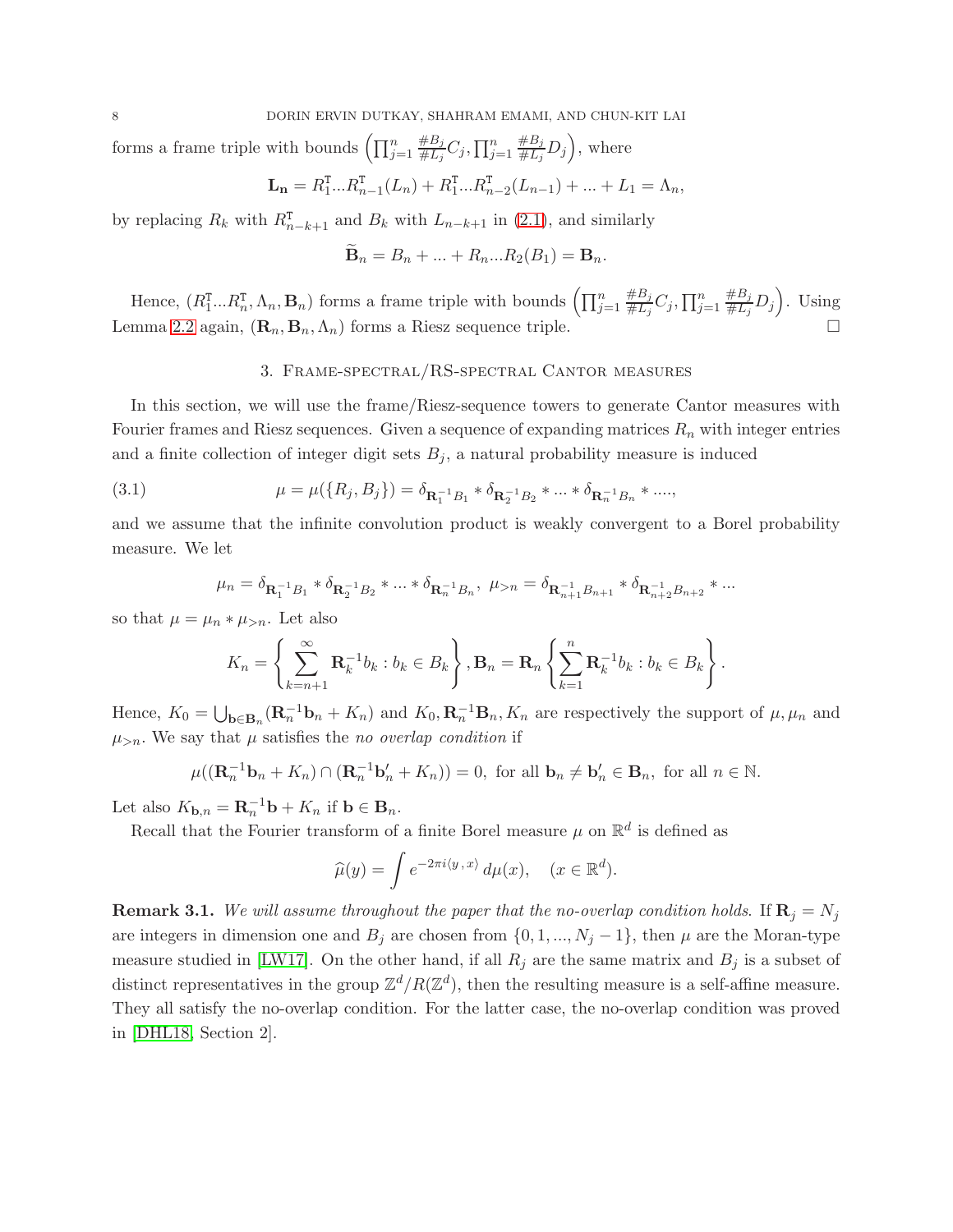forms a frame triple with bounds $\left(\prod_{j=1}^{n}\frac{\#B_j}{\#L_j}C_j, \prod_{j=1}^{n}\frac{\#B_j}{\#L_j}D_j\right)$, where

$$\mathbf{L_n} = R_1^{\mathsf{T}}...R_{n-1}^{\mathsf{T}}(L_n) + R_1^{\mathsf{T}}...R_{n-2}^{\mathsf{T}}(L_{n-1}) + ... + L_1 = \Lambda_n,$$

by replacing $R_k$ with $R_{n-k+1}^{\mathsf{T}}$ and $B_k$ with $L_{n-k+1}$ in (2.1), and similarly

$$\widetilde{\mathbf{B}}_n = B_n + ... + R_n...R_2(B_1) = \mathbf{B}_n.$$

Hence, $(R_1^{\mathsf{T}}...R_n^{\mathsf{T}}, \Lambda_n, \mathbf{B}_n)$ forms a frame triple with bounds $\left(\prod_{j=1}^{n}\frac{\#B_j}{\#L_j}C_j, \prod_{j=1}^{n}\frac{\#B_j}{\#L_j}D_j\right)$. Using Lemma 2.2 again, $(\mathbf{R}_n, \mathbf{B}_n, \Lambda_n)$ forms a Riesz sequence triple. $\square$

## 3. Frame-spectral/RS-spectral Cantor measures

In this section, we will use the frame/Riesz-sequence towers to generate Cantor measures with Fourier frames and Riesz sequences. Given a sequence of expanding matrices $R_n$ with integer entries and a finite collection of integer digit sets $B_j$, a natural probability measure is induced

$$\mu = \mu(\{R_j, B_j\}) = \delta_{\mathbf{R}_1^{-1}B_1} * \delta_{\mathbf{R}_2^{-1}B_2} * ... * \delta_{\mathbf{R}_n^{-1}B_n} * ...., \tag{3.1}$$

and we assume that the infinite convolution product is weakly convergent to a Borel probability measure. We let

$$\mu_n = \delta_{\mathbf{R}_1^{-1}B_1} * \delta_{\mathbf{R}_2^{-1}B_2} * ... * \delta_{\mathbf{R}_n^{-1}B_n}, \ \mu_{>n} = \delta_{\mathbf{R}_{n+1}^{-1}B_{n+1}} * \delta_{\mathbf{R}_{n+2}^{-1}B_{n+2}} * ...$$

so that $\mu = \mu_n * \mu_{>n}$. Let also

$$K_n = \left\{\sum_{k=n+1}^{\infty}\mathbf{R}_k^{-1}b_k : b_k \in B_k\right\}, \mathbf{B}_n = \mathbf{R}_n\left\{\sum_{k=1}^{n}\mathbf{R}_k^{-1}b_k : b_k \in B_k\right\}.$$

Hence, $K_0 = \bigcup_{\mathbf{b}\in\mathbf{B}_n}(\mathbf{R}_n^{-1}\mathbf{b}_n + K_n)$ and $K_0, \mathbf{R}_n^{-1}\mathbf{B}_n, K_n$ are respectively the support of $\mu, \mu_n$ and $\mu_{>n}$. We say that $\mu$ satisfies the *no overlap condition* if

$$\mu((\mathbf{R}_n^{-1}\mathbf{b}_n + K_n) \cap (\mathbf{R}_n^{-1}\mathbf{b}_n' + K_n)) = 0, \text{ for all } \mathbf{b}_n \neq \mathbf{b}_n' \in \mathbf{B}_n, \text{ for all } n \in \mathbb{N}.$$

Let also $K_{\mathbf{b},n} = \mathbf{R}_n^{-1}\mathbf{b} + K_n$ if $\mathbf{b} \in \mathbf{B}_n$.

Recall that the Fourier transform of a finite Borel measure $\mu$ on $\mathbb{R}^d$ is defined as

$$\widehat{\mu}(y) = \int e^{-2\pi i\langle y\,,\,x\rangle}\,d\mu(x), \quad (x \in \mathbb{R}^d).$$

**Remark 3.1.** *We will assume throughout the paper that the no-overlap condition holds.* If $\mathbf{R}_j = N_j$ are integers in dimension one and $B_j$ are chosen from $\{0, 1, ..., N_j - 1\}$, then $\mu$ are the Moran-type measure studied in [LW17]. On the other hand, if all $R_j$ are the same matrix and $B_j$ is a subset of distinct representatives in the group $\mathbb{Z}^d/R(\mathbb{Z}^d)$, then the resulting measure is a self-affine measure. They all satisfy the no-overlap condition. For the latter case, the no-overlap condition was proved in [DHL18, Section 2].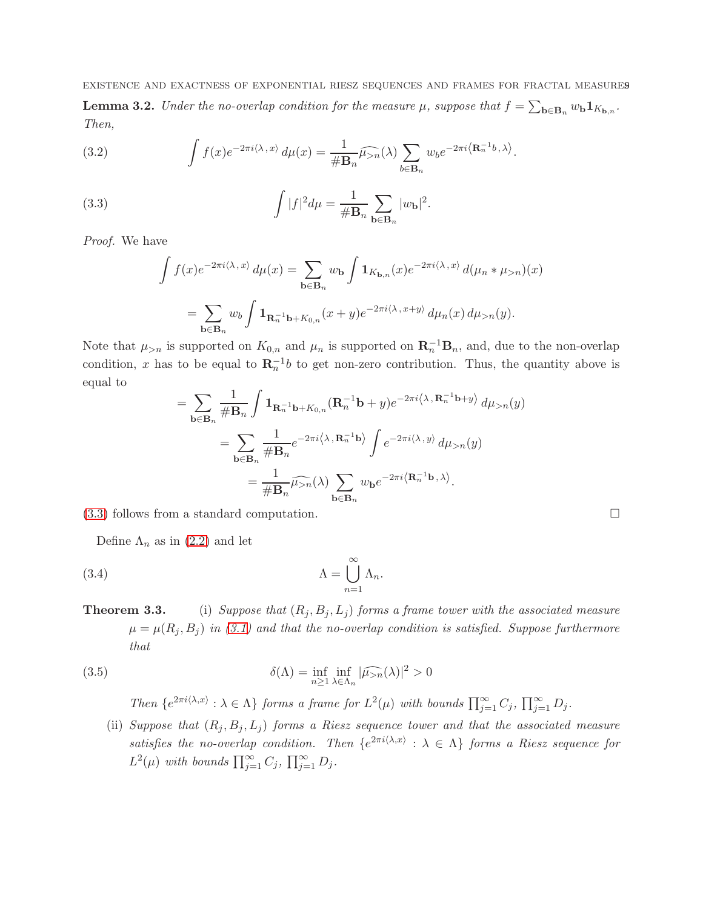**Lemma 3.2.** *Under the no-overlap condition for the measure $\mu$, suppose that $f = \sum_{\mathbf{b}\in\mathbf{B}_n} w_{\mathbf{b}} \mathbf{1}_{K_{\mathbf{b},n}}$. Then,*

$$\int f(x)e^{-2\pi i\langle\lambda\,,\,x\rangle}\,d\mu(x) = \frac{1}{\#\mathbf{B}_n}\widehat{\mu_{>n}}(\lambda)\sum_{b\in\mathbf{B}_n} w_b e^{-2\pi i\left\langle \mathbf{R}_n^{-1}b\,,\,\lambda\right\rangle}. \tag{3.2}$$

$$\int |f|^2 d\mu = \frac{1}{\#\mathbf{B}_n}\sum_{\mathbf{b}\in\mathbf{B}_n}|w_{\mathbf{b}}|^2. \tag{3.3}$$

*Proof.* We have

$$\int f(x)e^{-2\pi i\langle\lambda\,,\,x\rangle}\,d\mu(x) = \sum_{\mathbf{b}\in\mathbf{B}_n} w_{\mathbf{b}}\int \mathbf{1}_{K_{\mathbf{b},n}}(x)e^{-2\pi i\langle\lambda\,,\,x\rangle}\,d(\mu_n*\mu_{>n})(x)$$

$$= \sum_{\mathbf{b}\in\mathbf{B}_n} w_b\int \mathbf{1}_{\mathbf{R}_n^{-1}\mathbf{b}+K_{0,n}}(x+y)e^{-2\pi i\langle\lambda\,,\,x+y\rangle}\,d\mu_n(x)\,d\mu_{>n}(y).$$

Note that $\mu_{>n}$ is supported on $K_{0,n}$ and $\mu_n$ is supported on $\mathbf{R}_n^{-1}\mathbf{B}_n$, and, due to the non-overlap condition, $x$ has to be equal to $\mathbf{R}_n^{-1}b$ to get non-zero contribution. Thus, the quantity above is equal to

$$= \sum_{\mathbf{b}\in\mathbf{B}_n}\frac{1}{\#\mathbf{B}_n}\int \mathbf{1}_{\mathbf{R}_n^{-1}\mathbf{b}+K_{0,n}}(\mathbf{R}_n^{-1}\mathbf{b}+y)e^{-2\pi i\left\langle\lambda\,,\,\mathbf{R}_n^{-1}\mathbf{b}+y\right\rangle}\,d\mu_{>n}(y)$$

$$= \sum_{\mathbf{b}\in\mathbf{B}_n}\frac{1}{\#\mathbf{B}_n}e^{-2\pi i\left\langle\lambda\,,\,\mathbf{R}_n^{-1}\mathbf{b}\right\rangle}\int e^{-2\pi i\langle\lambda\,,\,y\rangle}\,d\mu_{>n}(y)$$

$$= \frac{1}{\#\mathbf{B}_n}\widehat{\mu_{>n}}(\lambda)\sum_{\mathbf{b}\in\mathbf{B}_n} w_{\mathbf{b}}e^{-2\pi i\left\langle\mathbf{R}_n^{-1}\mathbf{b}\,,\,\lambda\right\rangle}.$$

(3.3) follows from a standard computation. $\square$

Define $\Lambda_n$ as in (2.2) and let

$$\Lambda = \bigcup_{n=1}^{\infty}\Lambda_n. \tag{3.4}$$

**Theorem 3.3.** (i) *Suppose that $(R_j, B_j, L_j)$ forms a frame tower with the associated measure $\mu = \mu(R_j, B_j)$ in (3.1) and that the no-overlap condition is satisfied. Suppose furthermore that*

$$\delta(\Lambda) = \inf_{n\geq 1}\inf_{\lambda\in\Lambda_n}|\widehat{\mu_{>n}}(\lambda)|^2 > 0 \tag{3.5}$$

*Then $\{e^{2\pi i\langle\lambda,x\rangle} : \lambda\in\Lambda\}$ forms a frame for $L^2(\mu)$ with bounds $\prod_{j=1}^{\infty}C_j$, $\prod_{j=1}^{\infty}D_j$.*

(ii) *Suppose that $(R_j, B_j, L_j)$ forms a Riesz sequence tower and that the associated measure satisfies the no-overlap condition. Then $\{e^{2\pi i\langle\lambda,x\rangle} : \lambda\in\Lambda\}$ forms a Riesz sequence for $L^2(\mu)$ with bounds $\prod_{j=1}^{\infty}C_j$, $\prod_{j=1}^{\infty}D_j$.*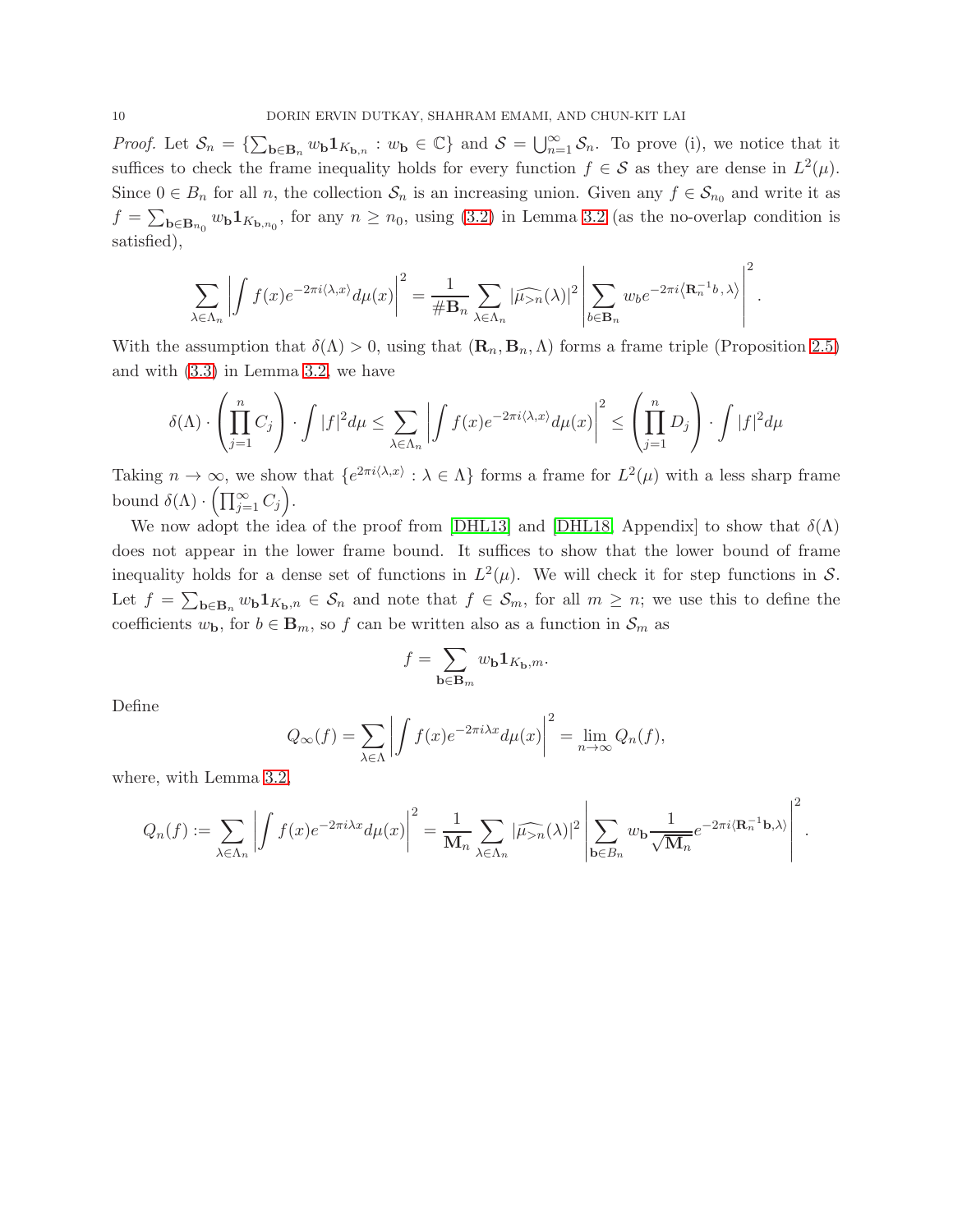*Proof.* Let $\mathcal{S}_n = \{\sum_{\mathbf{b}\in\mathbf{B}_n} w_{\mathbf{b}}\mathbf{1}_{K_{\mathbf{b},n}} : w_{\mathbf{b}} \in \mathbb{C}\}$ and $\mathcal{S} = \bigcup_{n=1}^{\infty} \mathcal{S}_n$. To prove (i), we notice that it suffices to check the frame inequality holds for every function $f \in \mathcal{S}$ as they are dense in $L^2(\mu)$. Since $0 \in B_n$ for all $n$, the collection $\mathcal{S}_n$ is an increasing union. Given any $f \in \mathcal{S}_{n_0}$ and write it as $f = \sum_{\mathbf{b}\in\mathbf{B}_{n_0}} w_{\mathbf{b}}\mathbf{1}_{K_{\mathbf{b},n_0}}$, for any $n \geq n_0$, using (3.2) in Lemma 3.2 (as the no-overlap condition is satisfied),

$$\sum_{\lambda\in\Lambda_n}\left|\int f(x)e^{-2\pi i\langle\lambda,x\rangle}d\mu(x)\right|^2 = \frac{1}{\#\mathbf{B}_n}\sum_{\lambda\in\Lambda_n}|\widehat{\mu_{>n}}(\lambda)|^2\left|\sum_{b\in\mathbf{B}_n} w_b e^{-2\pi i\left\langle \mathbf{R}_n^{-1}b\,,\,\lambda\right\rangle}\right|^2.$$

With the assumption that $\delta(\Lambda) > 0$, using that $(\mathbf{R}_n, \mathbf{B}_n, \Lambda)$ forms a frame triple (Proposition 2.5) and with (3.3) in Lemma 3.2, we have

$$\delta(\Lambda)\cdot\left(\prod_{j=1}^{n} C_j\right)\cdot\int|f|^2d\mu \leq \sum_{\lambda\in\Lambda_n}\left|\int f(x)e^{-2\pi i\langle\lambda,x\rangle}d\mu(x)\right|^2 \leq \left(\prod_{j=1}^{n} D_j\right)\cdot\int|f|^2d\mu$$

Taking $n\to\infty$, we show that $\{e^{2\pi i\langle\lambda,x\rangle} : \lambda\in\Lambda\}$ forms a frame for $L^2(\mu)$ with a less sharp frame bound $\delta(\Lambda)\cdot\left(\prod_{j=1}^{\infty} C_j\right)$.

We now adopt the idea of the proof from [DHL13] and [DHL18, Appendix] to show that $\delta(\Lambda)$ does not appear in the lower frame bound. It suffices to show that the lower bound of frame inequality holds for a dense set of functions in $L^2(\mu)$. We will check it for step functions in $\mathcal{S}$. Let $f = \sum_{\mathbf{b}\in\mathbf{B}_n} w_{\mathbf{b}}\mathbf{1}_{K_{\mathbf{b}},n} \in \mathcal{S}_n$ and note that $f \in \mathcal{S}_m$, for all $m \geq n$; we use this to define the coefficients $w_{\mathbf{b}}$, for $b \in \mathbf{B}_m$, so $f$ can be written also as a function in $\mathcal{S}_m$ as

$$f = \sum_{\mathbf{b}\in\mathbf{B}_m} w_{\mathbf{b}}\mathbf{1}_{K_{\mathbf{b}},m}.$$

Define

$$Q_\infty(f) = \sum_{\lambda\in\Lambda}\left|\int f(x)e^{-2\pi i\lambda x}d\mu(x)\right|^2 = \lim_{n\to\infty} Q_n(f),$$

where, with Lemma 3.2,

$$Q_n(f) := \sum_{\lambda\in\Lambda_n}\left|\int f(x)e^{-2\pi i\lambda x}d\mu(x)\right|^2 = \frac{1}{\mathbf{M}_n}\sum_{\lambda\in\Lambda_n}|\widehat{\mu_{>n}}(\lambda)|^2\left|\sum_{\mathbf{b}\in B_n} w_{\mathbf{b}}\frac{1}{\sqrt{\mathbf{M}_n}}e^{-2\pi i\langle\mathbf{R}_n^{-1}\mathbf{b},\lambda\rangle}\right|^2.$$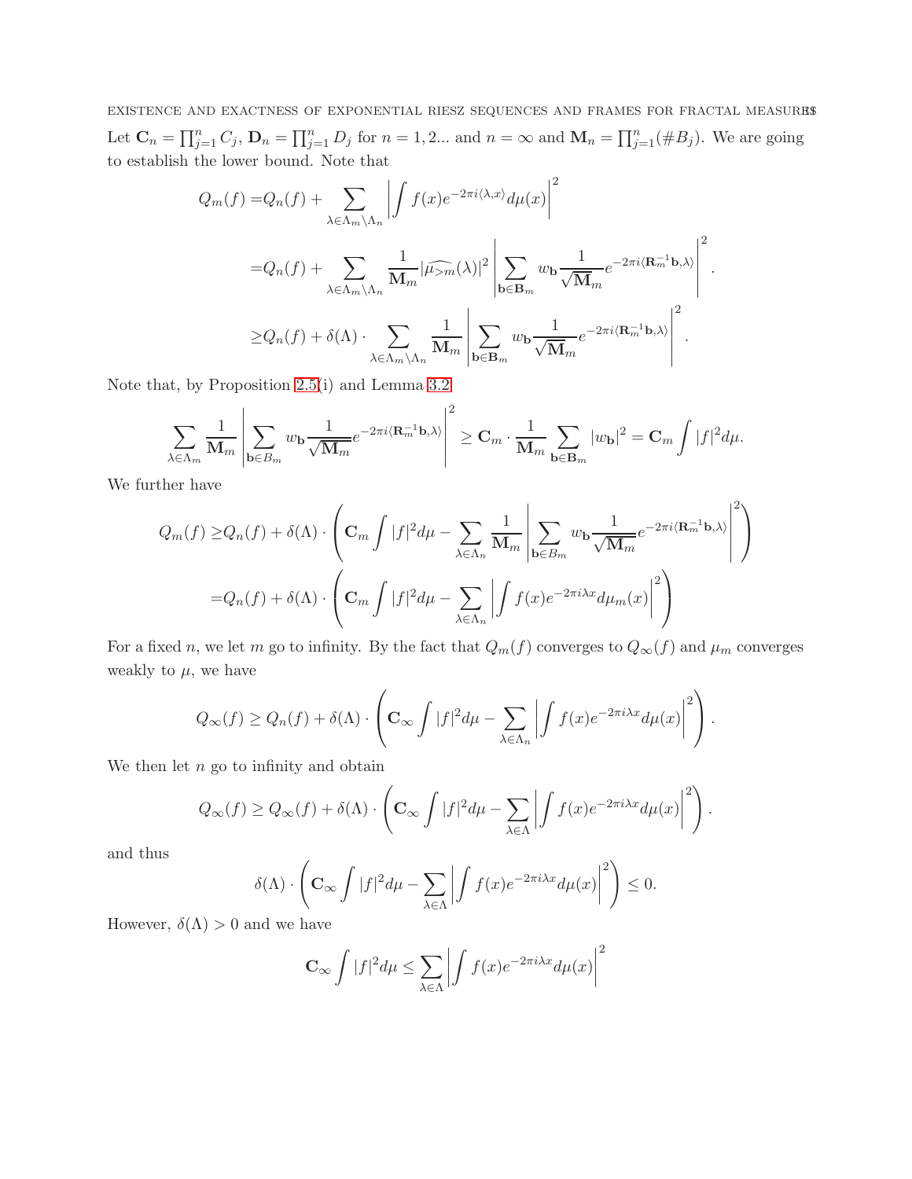Let $\mathbf{C}_n = \prod_{j=1}^n C_j$, $\mathbf{D}_n = \prod_{j=1}^n D_j$ for $n = 1, 2...$ and $n = \infty$ and $\mathbf{M}_n = \prod_{j=1}^n (\#B_j)$. We are going to establish the lower bound. Note that

$$
\begin{aligned}
Q_m(f) =& Q_n(f) + \sum_{\lambda \in \Lambda_m \setminus \Lambda_n} \left| \int f(x) e^{-2\pi i \langle \lambda, x \rangle} d\mu(x) \right|^2 \\
=& Q_n(f) + \sum_{\lambda \in \Lambda_m \setminus \Lambda_n} \frac{1}{\mathbf{M}_m} |\widehat{\mu_{>m}}(\lambda)|^2 \left| \sum_{\mathbf{b} \in \mathbf{B}_m} w_{\mathbf{b}} \frac{1}{\sqrt{\mathbf{M}}_m} e^{-2\pi i \langle \mathbf{R}_m^{-1} \mathbf{b}, \lambda \rangle} \right|^2 . \\
\geq& Q_n(f) + \delta(\Lambda) \cdot \sum_{\lambda \in \Lambda_m \setminus \Lambda_n} \frac{1}{\mathbf{M}_m} \left| \sum_{\mathbf{b} \in \mathbf{B}_m} w_{\mathbf{b}} \frac{1}{\sqrt{\mathbf{M}}_m} e^{-2\pi i \langle \mathbf{R}_m^{-1} \mathbf{b}, \lambda \rangle} \right|^2 .
\end{aligned}
$$

Note that, by Proposition 2.5(i) and Lemma 3.2

$$
\sum_{\lambda \in \Lambda_m} \frac{1}{\mathbf{M}_m} \left| \sum_{\mathbf{b} \in B_m} w_{\mathbf{b}} \frac{1}{\sqrt{\mathbf{M}}_m} e^{-2\pi i \langle \mathbf{R}_m^{-1} \mathbf{b}, \lambda \rangle} \right|^2 \geq \mathbf{C}_m \cdot \frac{1}{\mathbf{M}_m} \sum_{\mathbf{b} \in \mathbf{B}_m} |w_{\mathbf{b}}|^2 = \mathbf{C}_m \int |f|^2 d\mu.
$$

We further have

$$
\begin{aligned}
Q_m(f) \geq& Q_n(f) + \delta(\Lambda) \cdot \left( \mathbf{C}_m \int |f|^2 d\mu - \sum_{\lambda \in \Lambda_n} \frac{1}{\mathbf{M}_m} \left| \sum_{\mathbf{b} \in B_m} w_{\mathbf{b}} \frac{1}{\sqrt{\mathbf{M}}_m} e^{-2\pi i \langle \mathbf{R}_m^{-1} \mathbf{b}, \lambda \rangle} \right|^2 \right) \\
=& Q_n(f) + \delta(\Lambda) \cdot \left( \mathbf{C}_m \int |f|^2 d\mu - \sum_{\lambda \in \Lambda_n} \left| \int f(x) e^{-2\pi i \lambda x} d\mu_m(x) \right|^2 \right)
\end{aligned}
$$

For a fixed $n$, we let $m$ go to infinity. By the fact that $Q_m(f)$ converges to $Q_\infty(f)$ and $\mu_m$ converges weakly to $\mu$, we have

$$
Q_\infty(f) \geq Q_n(f) + \delta(\Lambda) \cdot \left( \mathbf{C}_\infty \int |f|^2 d\mu - \sum_{\lambda \in \Lambda_n} \left| \int f(x) e^{-2\pi i \lambda x} d\mu(x) \right|^2 \right).
$$

We then let $n$ go to infinity and obtain

$$
Q_\infty(f) \geq Q_\infty(f) + \delta(\Lambda) \cdot \left( \mathbf{C}_\infty \int |f|^2 d\mu - \sum_{\lambda \in \Lambda} \left| \int f(x) e^{-2\pi i \lambda x} d\mu(x) \right|^2 \right).
$$

and thus

$$
\delta(\Lambda) \cdot \left( \mathbf{C}_\infty \int |f|^2 d\mu - \sum_{\lambda \in \Lambda} \left| \int f(x) e^{-2\pi i \lambda x} d\mu(x) \right|^2 \right) \leq 0.
$$

However, $\delta(\Lambda) > 0$ and we have

$$
\mathbf{C}_\infty \int |f|^2 d\mu \leq \sum_{\lambda \in \Lambda} \left| \int f(x) e^{-2\pi i \lambda x} d\mu(x) \right|^2
$$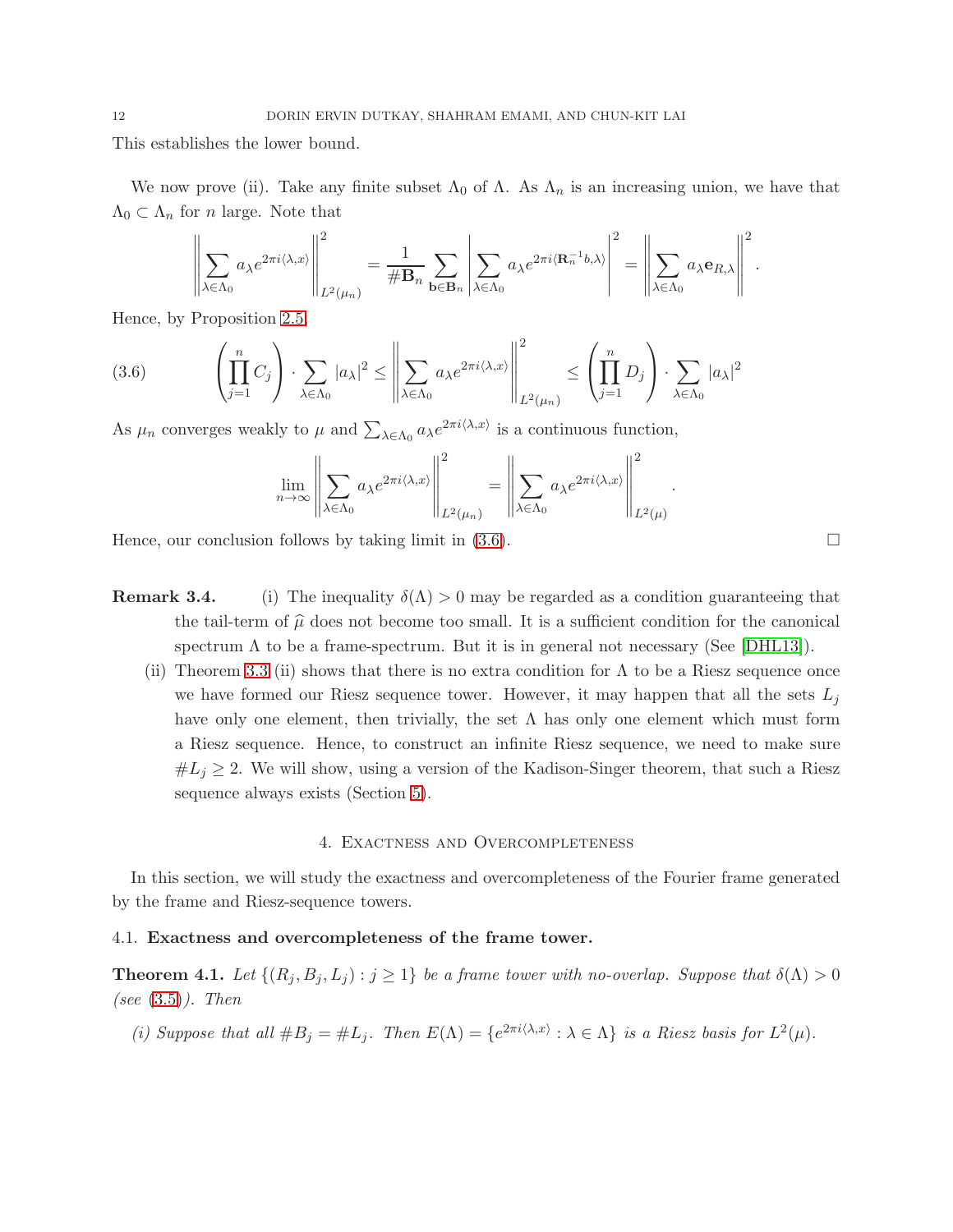This establishes the lower bound.

We now prove (ii). Take any finite subset $\Lambda_0$ of $\Lambda$. As $\Lambda_n$ is an increasing union, we have that $\Lambda_0 \subset \Lambda_n$ for $n$ large. Note that

$$\left\| \sum_{\lambda\in\Lambda_0} a_\lambda e^{2\pi i \langle \lambda, x\rangle} \right\|^2_{L^2(\mu_n)} = \frac{1}{\#\mathbf{B}_n} \sum_{\mathbf{b}\in\mathbf{B}_n} \left| \sum_{\lambda\in\Lambda_0} a_\lambda e^{2\pi i \langle \mathbf{R}_n^{-1} b, \lambda\rangle} \right|^2 = \left\| \sum_{\lambda\in\Lambda_0} a_\lambda \mathbf{e}_{R,\lambda} \right\|^2.$$

Hence, by Proposition 2.5

$$\left(\prod_{j=1}^{n} C_j\right) \cdot \sum_{\lambda\in\Lambda_0} |a_\lambda|^2 \le \left\| \sum_{\lambda\in\Lambda_0} a_\lambda e^{2\pi i \langle \lambda, x\rangle} \right\|^2_{L^2(\mu_n)} \le \left(\prod_{j=1}^{n} D_j\right) \cdot \sum_{\lambda\in\Lambda_0} |a_\lambda|^2 \tag{3.6}$$

As $\mu_n$ converges weakly to $\mu$ and $\sum_{\lambda\in\Lambda_0} a_\lambda e^{2\pi i \langle \lambda, x\rangle}$ is a continuous function,

$$\lim_{n\to\infty} \left\| \sum_{\lambda\in\Lambda_0} a_\lambda e^{2\pi i \langle \lambda, x\rangle} \right\|^2_{L^2(\mu_n)} = \left\| \sum_{\lambda\in\Lambda_0} a_\lambda e^{2\pi i \langle \lambda, x\rangle} \right\|^2_{L^2(\mu)}.$$

Hence, our conclusion follows by taking limit in (3.6). □

**Remark 3.4.** (i) The inequality $\delta(\Lambda) > 0$ may be regarded as a condition guaranteeing that the tail-term of $\widehat{\mu}$ does not become too small. It is a sufficient condition for the canonical spectrum $\Lambda$ to be a frame-spectrum. But it is in general not necessary (See [DHL13]).

(ii) Theorem 3.3 (ii) shows that there is no extra condition for $\Lambda$ to be a Riesz sequence once we have formed our Riesz sequence tower. However, it may happen that all the sets $L_j$ have only one element, then trivially, the set $\Lambda$ has only one element which must form a Riesz sequence. Hence, to construct an infinite Riesz sequence, we need to make sure $\#L_j \ge 2$. We will show, using a version of the Kadison-Singer theorem, that such a Riesz sequence always exists (Section 5).

## 4. Exactness and Overcompleteness

In this section, we will study the exactness and overcompleteness of the Fourier frame generated by the frame and Riesz-sequence towers.

### 4.1. Exactness and overcompleteness of the frame tower.

**Theorem 4.1.** *Let $\{(R_j, B_j, L_j) : j \ge 1\}$ be a frame tower with no-overlap. Suppose that $\delta(\Lambda) > 0$ (see (3.5)). Then*

*(i) Suppose that all $\#B_j = \#L_j$. Then $E(\Lambda) = \{e^{2\pi i \langle \lambda, x\rangle} : \lambda \in \Lambda\}$ is a Riesz basis for $L^2(\mu)$.*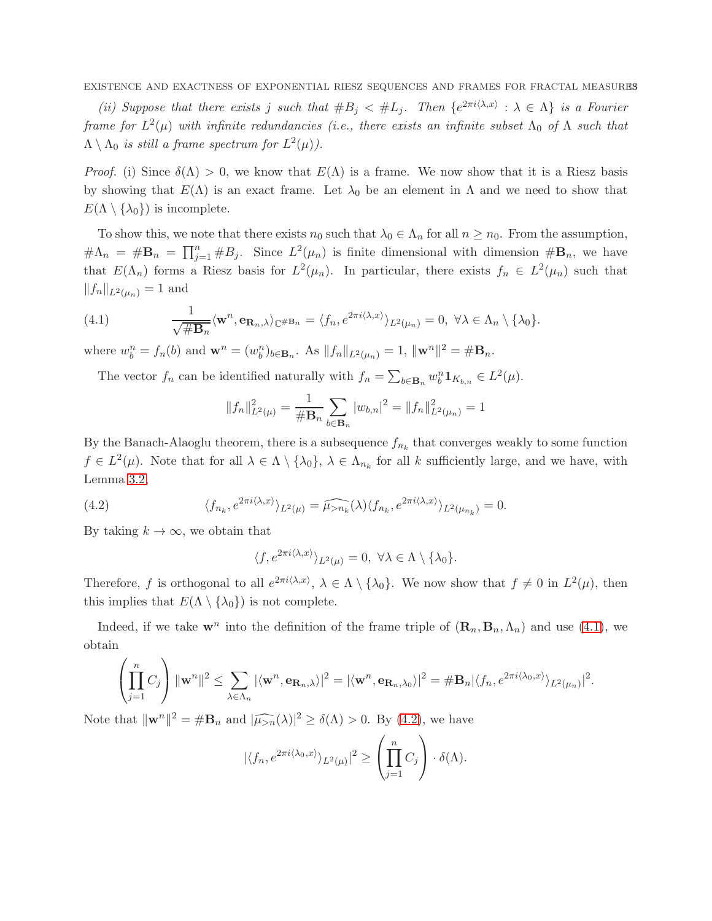*(ii) Suppose that there exists $j$ such that $\#B_j < \#L_j$. Then $\{e^{2\pi i\langle\lambda,x\rangle} : \lambda \in \Lambda\}$ is a Fourier frame for $L^2(\mu)$ with infinite redundancies (i.e., there exists an infinite subset $\Lambda_0$ of $\Lambda$ such that $\Lambda \setminus \Lambda_0$ is still a frame spectrum for $L^2(\mu)$).*

*Proof.* (i) Since $\delta(\Lambda) > 0$, we know that $E(\Lambda)$ is a frame. We now show that it is a Riesz basis by showing that $E(\Lambda)$ is an exact frame. Let $\lambda_0$ be an element in $\Lambda$ and we need to show that $E(\Lambda \setminus \{\lambda_0\})$ is incomplete.

To show this, we note that there exists $n_0$ such that $\lambda_0 \in \Lambda_n$ for all $n \geq n_0$. From the assumption, $\#\Lambda_n = \#\mathbf{B}_n = \prod_{j=1}^n \#B_j$. Since $L^2(\mu_n)$ is finite dimensional with dimension $\#\mathbf{B}_n$, we have that $E(\Lambda_n)$ forms a Riesz basis for $L^2(\mu_n)$. In particular, there exists $f_n \in L^2(\mu_n)$ such that $\|f_n\|_{L^2(\mu_n)} = 1$ and

$$\frac{1}{\sqrt{\#\mathbf{B}_n}}\langle \mathbf{w}^n, \mathbf{e}_{\mathbf{R}_n,\lambda}\rangle_{\mathbb{C}^{\#\mathbf{B}_n}} = \langle f_n, e^{2\pi i\langle\lambda,x\rangle}\rangle_{L^2(\mu_n)} = 0, \ \forall \lambda \in \Lambda_n \setminus \{\lambda_0\}. \tag{4.1}$$

where $w_b^n = f_n(b)$ and $\mathbf{w}^n = (w_b^n)_{b\in\mathbf{B}_n}$. As $\|f_n\|_{L^2(\mu_n)} = 1$, $\|\mathbf{w}^n\|^2 = \#\mathbf{B}_n$.

The vector $f_n$ can be identified naturally with $f_n = \sum_{b\in\mathbf{B}_n} w_b^n \mathbf{1}_{K_{b,n}} \in L^2(\mu)$.

$$\|f_n\|^2_{L^2(\mu)} = \frac{1}{\#\mathbf{B}_n}\sum_{b\in\mathbf{B}_n} |w_{b,n}|^2 = \|f_n\|^2_{L^2(\mu_n)} = 1$$

By the Banach-Alaoglu theorem, there is a subsequence $f_{n_k}$ that converges weakly to some function $f \in L^2(\mu)$. Note that for all $\lambda \in \Lambda \setminus \{\lambda_0\}$, $\lambda \in \Lambda_{n_k}$ for all $k$ sufficiently large, and we have, with Lemma 3.2,

$$\langle f_{n_k}, e^{2\pi i\langle\lambda,x\rangle}\rangle_{L^2(\mu)} = \widehat{\mu_{>n_k}}(\lambda)\langle f_{n_k}, e^{2\pi i\langle\lambda,x\rangle}\rangle_{L^2(\mu_{n_k})} = 0. \tag{4.2}$$

By taking $k \to \infty$, we obtain that

$$\langle f, e^{2\pi i\langle\lambda,x\rangle}\rangle_{L^2(\mu)} = 0, \ \forall \lambda \in \Lambda \setminus \{\lambda_0\}.$$

Therefore, $f$ is orthogonal to all $e^{2\pi i\langle\lambda,x\rangle}$, $\lambda \in \Lambda \setminus \{\lambda_0\}$. We now show that $f \neq 0$ in $L^2(\mu)$, then this implies that $E(\Lambda \setminus \{\lambda_0\})$ is not complete.

Indeed, if we take $\mathbf{w}^n$ into the definition of the frame triple of $(\mathbf{R}_n, \mathbf{B}_n, \Lambda_n)$ and use (4.1), we obtain

$$\left(\prod_{j=1}^n C_j\right)\|\mathbf{w}^n\|^2 \leq \sum_{\lambda\in\Lambda_n} |\langle \mathbf{w}^n, \mathbf{e}_{\mathbf{R}_n,\lambda}\rangle|^2 = |\langle \mathbf{w}^n, \mathbf{e}_{\mathbf{R}_n,\lambda_0}\rangle|^2 = \#\mathbf{B}_n|\langle f_n, e^{2\pi i\langle\lambda_0,x\rangle}\rangle_{L^2(\mu_n)}|^2.$$

Note that $\|\mathbf{w}^n\|^2 = \#\mathbf{B}_n$ and $|\widehat{\mu_{>n}}(\lambda)|^2 \geq \delta(\Lambda) > 0$. By (4.2), we have

$$|\langle f_n, e^{2\pi i\langle\lambda_0,x\rangle}\rangle_{L^2(\mu)}|^2 \geq \left(\prod_{j=1}^n C_j\right)\cdot \delta(\Lambda).$$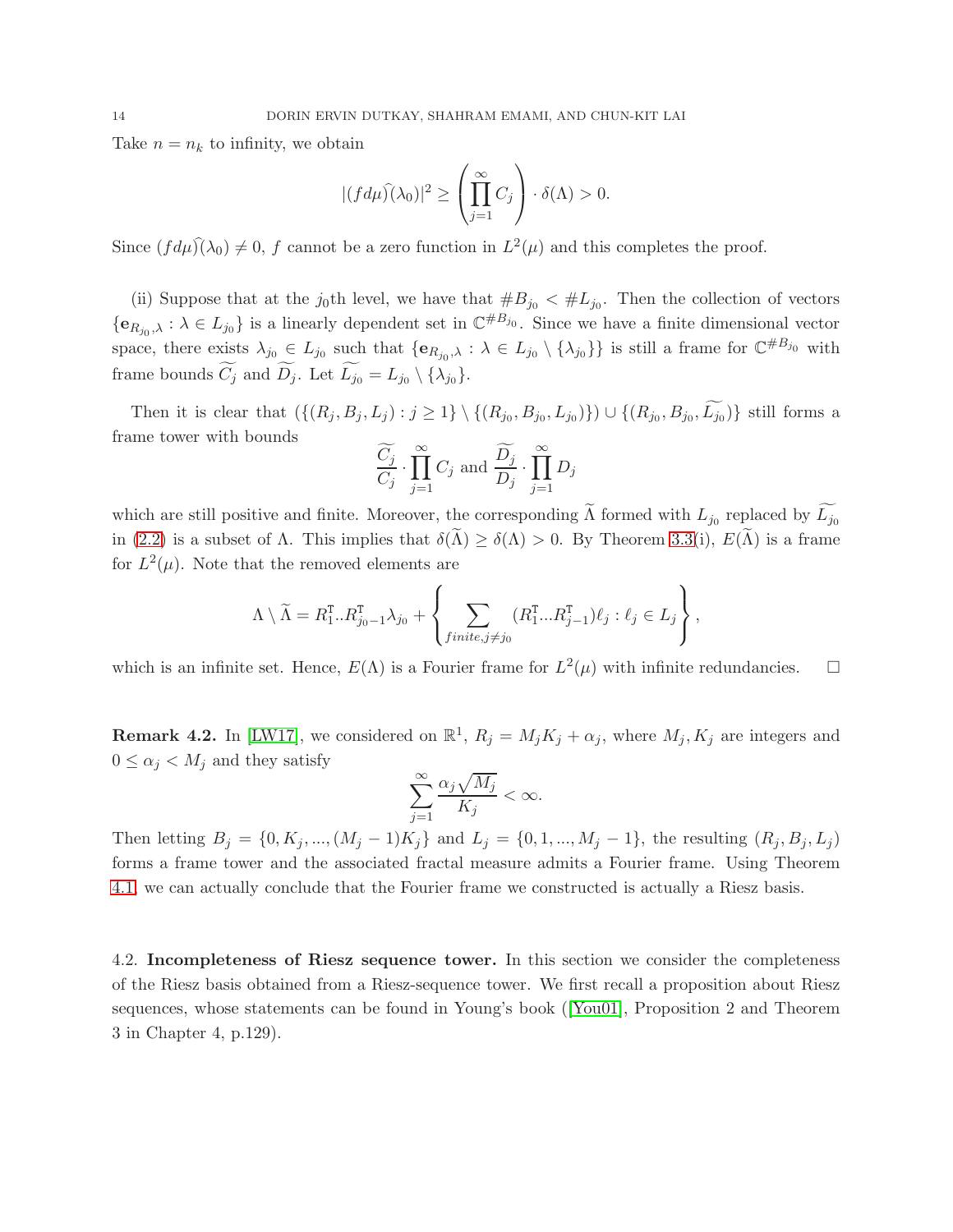Take $n = n_k$ to infinity, we obtain

$$|(fd\mu)\widehat{\ }(\lambda_0)|^2 \geq \left(\prod_{j=1}^{\infty} C_j\right) \cdot \delta(\Lambda) > 0.$$

Since $(fd\mu)\widehat{\ }(\lambda_0) \neq 0$, $f$ cannot be a zero function in $L^2(\mu)$ and this completes the proof.

(ii) Suppose that at the $j_0$th level, we have that $\#B_{j_0} < \#L_{j_0}$. Then the collection of vectors $\{\mathbf{e}_{R_{j_0},\lambda} : \lambda \in L_{j_0}\}$ is a linearly dependent set in $\mathbb{C}^{\#B_{j_0}}$. Since we have a finite dimensional vector space, there exists $\lambda_{j_0} \in L_{j_0}$ such that $\{\mathbf{e}_{R_{j_0},\lambda} : \lambda \in L_{j_0} \setminus \{\lambda_{j_0}\}\}$ is still a frame for $\mathbb{C}^{\#B_{j_0}}$ with frame bounds $\widetilde{C_j}$ and $\widetilde{D_j}$. Let $\widetilde{L_{j_0}} = L_{j_0} \setminus \{\lambda_{j_0}\}$.

Then it is clear that $(\{(R_j, B_j, L_j) : j \geq 1\} \setminus \{(R_{j_0}, B_{j_0}, L_{j_0})\}) \cup \{(R_{j_0}, B_{j_0}, \widetilde{L_{j_0}})\}$ still forms a frame tower with bounds

$$\frac{\widetilde{C_j}}{C_j} \cdot \prod_{j=1}^{\infty} C_j \text{ and } \frac{\widetilde{D_j}}{D_j} \cdot \prod_{j=1}^{\infty} D_j$$

which are still positive and finite. Moreover, the corresponding $\widetilde{\Lambda}$ formed with $L_{j_0}$ replaced by $\widetilde{L_{j_0}}$ in (2.2) is a subset of $\Lambda$. This implies that $\delta(\widetilde{\Lambda}) \geq \delta(\Lambda) > 0$. By Theorem 3.3(i), $E(\widetilde{\Lambda})$ is a frame for $L^2(\mu)$. Note that the removed elements are

$$\Lambda \setminus \widetilde{\Lambda} = R_1^{\mathsf{T}}..R_{j_0-1}^{\mathsf{T}}\lambda_{j_0} + \left\{\sum_{finite, j \neq j_0} (R_1^{\mathsf{T}}...R_{j-1}^{\mathsf{T}})\ell_j : \ell_j \in L_j\right\},$$

which is an infinite set. Hence, $E(\Lambda)$ is a Fourier frame for $L^2(\mu)$ with infinite redundancies. $\square$

**Remark 4.2.** In [LW17], we considered on $\mathbb{R}^1$, $R_j = M_jK_j + \alpha_j$, where $M_j, K_j$ are integers and $0 \leq \alpha_j < M_j$ and they satisfy

$$\sum_{j=1}^{\infty} \frac{\alpha_j \sqrt{M_j}}{K_j} < \infty.$$

Then letting $B_j = \{0, K_j, ..., (M_j - 1)K_j\}$ and $L_j = \{0, 1, ..., M_j - 1\}$, the resulting $(R_j, B_j, L_j)$ forms a frame tower and the associated fractal measure admits a Fourier frame. Using Theorem 4.1, we can actually conclude that the Fourier frame we constructed is actually a Riesz basis.

4.2. **Incompleteness of Riesz sequence tower.** In this section we consider the completeness of the Riesz basis obtained from a Riesz-sequence tower. We first recall a proposition about Riesz sequences, whose statements can be found in Young's book ([You01], Proposition 2 and Theorem 3 in Chapter 4, p.129).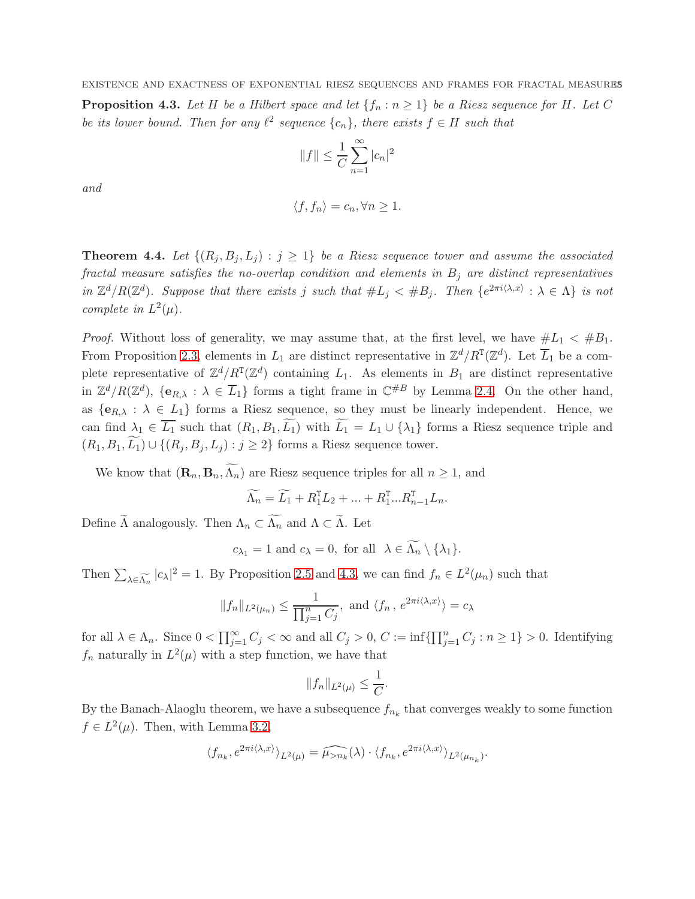**Proposition 4.3.** *Let $H$ be a Hilbert space and let $\{f_n : n \geq 1\}$ be a Riesz sequence for $H$. Let $C$ be its lower bound. Then for any $\ell^2$ sequence $\{c_n\}$, there exists $f \in H$ such that*

$$\|f\| \leq \frac{1}{C} \sum_{n=1}^{\infty} |c_n|^2$$

*and*

$$\langle f, f_n \rangle = c_n, \forall n \geq 1.$$

**Theorem 4.4.** *Let $\{(R_j, B_j, L_j) : j \geq 1\}$ be a Riesz sequence tower and assume the associated fractal measure satisfies the no-overlap condition and elements in $B_j$ are distinct representatives in $\mathbb{Z}^d/R(\mathbb{Z}^d)$. Suppose that there exists $j$ such that $\#L_j < \#B_j$. Then $\{e^{2\pi i\langle \lambda, x\rangle} : \lambda \in \Lambda\}$ is not complete in $L^2(\mu)$.*

*Proof.* Without loss of generality, we may assume that, at the first level, we have $\#L_1 < \#B_1$. From Proposition 2.3, elements in $L_1$ are distinct representative in $\mathbb{Z}^d/R^{\mathsf{T}}(\mathbb{Z}^d)$. Let $\overline{L}_1$ be a complete representative of $\mathbb{Z}^d/R^{\mathsf{T}}(\mathbb{Z}^d)$ containing $L_1$. As elements in $B_1$ are distinct representative in $\mathbb{Z}^d/R(\mathbb{Z}^d)$, $\{\mathbf{e}_{R,\lambda} : \lambda \in \overline{L}_1\}$ forms a tight frame in $\mathbb{C}^{\#B}$ by Lemma 2.4. On the other hand, as $\{\mathbf{e}_{R,\lambda} : \lambda \in L_1\}$ forms a Riesz sequence, so they must be linearly independent. Hence, we can find $\lambda_1 \in \overline{L_1}$ such that $(R_1, B_1, \widetilde{L_1})$ with $\widetilde{L_1} = L_1 \cup \{\lambda_1\}$ forms a Riesz sequence triple and $(R_1, B_1, \widetilde{L_1}) \cup \{(R_j, B_j, L_j) : j \geq 2\}$ forms a Riesz sequence tower.

We know that $(\mathbf{R}_n, \mathbf{B}_n, \widetilde{\Lambda_n})$ are Riesz sequence triples for all $n \geq 1$, and

$$\widetilde{\Lambda_n} = \widetilde{L_1} + R_1^{\mathsf{T}} L_2 + ... + R_1^{\mathsf{T}} ... R_{n-1}^{\mathsf{T}} L_n.$$

Define $\widetilde{\Lambda}$ analogously. Then $\Lambda_n \subset \widetilde{\Lambda_n}$ and $\Lambda \subset \widetilde{\Lambda}$. Let

$$c_{\lambda_1} = 1 \text{ and } c_\lambda = 0, \text{ for all } \ \lambda \in \widetilde{\Lambda_n} \setminus \{\lambda_1\}.$$

Then $\sum_{\lambda \in \widetilde{\Lambda_n}} |c_\lambda|^2 = 1$. By Proposition 2.5 and 4.3, we can find $f_n \in L^2(\mu_n)$ such that

$$\|f_n\|_{L^2(\mu_n)} \leq \frac{1}{\prod_{j=1}^n C_j}, \text{ and } \langle f_n \,, e^{2\pi i\langle \lambda, x\rangle} \rangle = c_\lambda$$

for all $\lambda \in \Lambda_n$. Since $0 < \prod_{j=1}^\infty C_j < \infty$ and all $C_j > 0$, $C := \inf\{\prod_{j=1}^n C_j : n \geq 1\} > 0$. Identifying $f_n$ naturally in $L^2(\mu)$ with a step function, we have that

$$\|f_n\|_{L^2(\mu)} \leq \frac{1}{C}.$$

By the Banach-Alaoglu theorem, we have a subsequence $f_{n_k}$ that converges weakly to some function $f \in L^2(\mu)$. Then, with Lemma 3.2,

$$\langle f_{n_k}, e^{2\pi i\langle \lambda, x\rangle} \rangle_{L^2(\mu)} = \widehat{\mu_{>n_k}}(\lambda) \cdot \langle f_{n_k}, e^{2\pi i\langle \lambda, x\rangle} \rangle_{L^2(\mu_{n_k})}.$$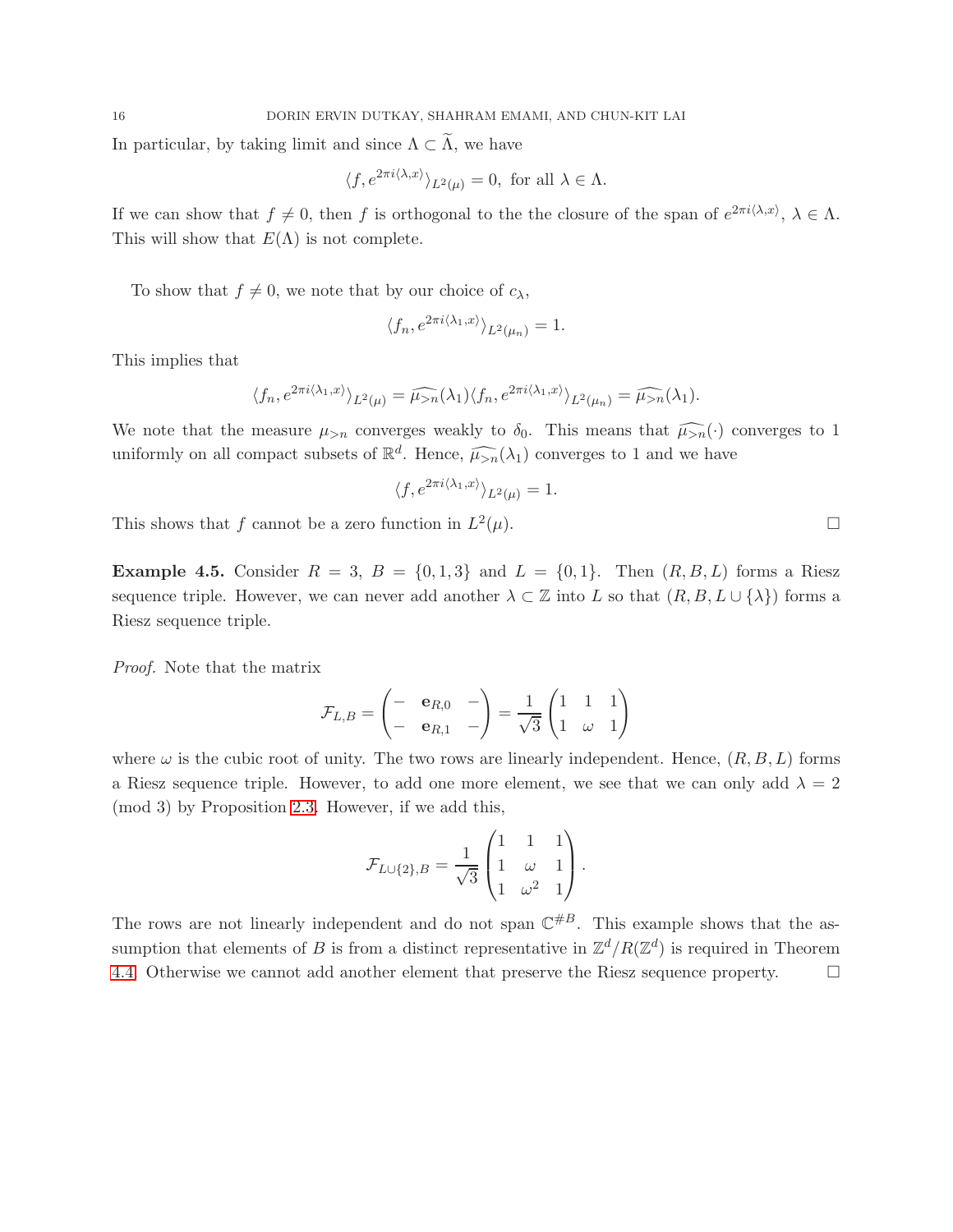In particular, by taking limit and since $\Lambda \subset \widetilde{\Lambda}$, we have

$$\langle f, e^{2\pi i \langle \lambda, x\rangle}\rangle_{L^2(\mu)} = 0, \text{ for all } \lambda \in \Lambda.$$

If we can show that $f \neq 0$, then $f$ is orthogonal to the the closure of the span of $e^{2\pi i\langle \lambda, x\rangle}$, $\lambda \in \Lambda$. This will show that $E(\Lambda)$ is not complete.

To show that $f \neq 0$, we note that by our choice of $c_\lambda$,

$$\langle f_n, e^{2\pi i\langle \lambda_1, x\rangle}\rangle_{L^2(\mu_n)} = 1.$$

This implies that

$$\langle f_n, e^{2\pi i\langle \lambda_1, x\rangle}\rangle_{L^2(\mu)} = \widehat{\mu_{>n}}(\lambda_1)\langle f_n, e^{2\pi i\langle \lambda_1, x\rangle}\rangle_{L^2(\mu_n)} = \widehat{\mu_{>n}}(\lambda_1).$$

We note that the measure $\mu_{>n}$ converges weakly to $\delta_0$. This means that $\widehat{\mu_{>n}}(\cdot)$ converges to 1 uniformly on all compact subsets of $\mathbb{R}^d$. Hence, $\widehat{\mu_{>n}}(\lambda_1)$ converges to 1 and we have

$$\langle f, e^{2\pi i\langle \lambda_1, x\rangle}\rangle_{L^2(\mu)} = 1.$$

This shows that $f$ cannot be a zero function in $L^2(\mu)$. $\square$

**Example 4.5.** Consider $R = 3$, $B = \{0, 1, 3\}$ and $L = \{0, 1\}$. Then $(R, B, L)$ forms a Riesz sequence triple. However, we can never add another $\lambda \subset \mathbb{Z}$ into $L$ so that $(R, B, L \cup \{\lambda\})$ forms a Riesz sequence triple.

*Proof.* Note that the matrix

$$\mathcal{F}_{L,B} = \begin{pmatrix} - & \mathbf{e}_{R,0} & - \\ - & \mathbf{e}_{R,1} & - \end{pmatrix} = \frac{1}{\sqrt{3}}\begin{pmatrix} 1 & 1 & 1 \\ 1 & \omega & 1 \end{pmatrix}$$

where $\omega$ is the cubic root of unity. The two rows are linearly independent. Hence, $(R, B, L)$ forms a Riesz sequence triple. However, to add one more element, we see that we can only add $\lambda = 2$ (mod 3) by Proposition 2.3. However, if we add this,

$$\mathcal{F}_{L\cup\{2\},B} = \frac{1}{\sqrt{3}}\begin{pmatrix} 1 & 1 & 1 \\ 1 & \omega & 1 \\ 1 & \omega^2 & 1 \end{pmatrix}.$$

The rows are not linearly independent and do not span $\mathbb{C}^{\#B}$. This example shows that the assumption that elements of $B$ is from a distinct representative in $\mathbb{Z}^d/R(\mathbb{Z}^d)$ is required in Theorem 4.4. Otherwise we cannot add another element that preserve the Riesz sequence property. $\square$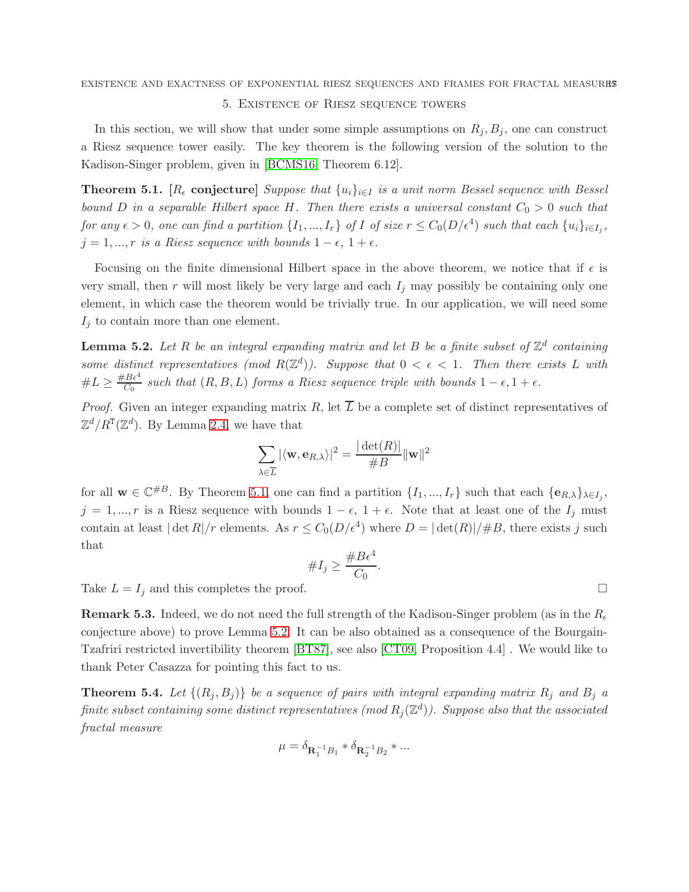## 5. Existence of Riesz sequence towers

In this section, we will show that under some simple assumptions on $R_j, B_j$, one can construct a Riesz sequence tower easily. The key theorem is the following version of the solution to the Kadison-Singer problem, given in [BCMS16, Theorem 6.12].

**Theorem 5.1.** [**$R_\epsilon$ conjecture**] *Suppose that $\{u_i\}_{i\in I}$ is a unit norm Bessel sequence with Bessel bound $D$ in a separable Hilbert space $H$. Then there exists a universal constant $C_0 > 0$ such that for any $\epsilon > 0$, one can find a partition $\{I_1, ..., I_r\}$ of $I$ of size $r \le C_0(D/\epsilon^4)$ such that each $\{u_i\}_{i\in I_j}$, $j = 1, ..., r$ is a Riesz sequence with bounds $1-\epsilon$, $1+\epsilon$.*

Focusing on the finite dimensional Hilbert space in the above theorem, we notice that if $\epsilon$ is very small, then $r$ will most likely be very large and each $I_j$ may possibly be containing only one element, in which case the theorem would be trivially true. In our application, we will need some $I_j$ to contain more than one element.

**Lemma 5.2.** *Let $R$ be an integral expanding matrix and let $B$ be a finite subset of $\mathbb{Z}^d$ containing some distinct representatives (mod $R(\mathbb{Z}^d)$). Suppose that $0 < \epsilon < 1$. Then there exists $L$ with $\#L \ge \frac{\#B\epsilon^4}{C_0}$ such that $(R, B, L)$ forms a Riesz sequence triple with bounds $1-\epsilon, 1+\epsilon$.*

*Proof.* Given an integer expanding matrix $R$, let $\overline{L}$ be a complete set of distinct representatives of $\mathbb{Z}^d/R^{\mathsf{T}}(\mathbb{Z}^d)$. By Lemma 2.4, we have that

$$\sum_{\lambda\in\overline{L}} |\langle \mathbf{w}, \mathbf{e}_{R,\lambda}\rangle|^2 = \frac{|\det(R)|}{\#B}\|\mathbf{w}\|^2$$

for all $\mathbf{w} \in \mathbb{C}^{\#B}$. By Theorem 5.1, one can find a partition $\{I_1, ..., I_r\}$ such that each $\{\mathbf{e}_{R,\lambda}\}_{\lambda\in I_j}$, $j = 1, ..., r$ is a Riesz sequence with bounds $1-\epsilon$, $1+\epsilon$. Note that at least one of the $I_j$ must contain at least $|\det R|/r$ elements. As $r \le C_0(D/\epsilon^4)$ where $D = |\det(R)|/\#B$, there exists $j$ such that

$$\#I_j \ge \frac{\#B\epsilon^4}{C_0}.$$

Take $L = I_j$ and this completes the proof. $\square$

**Remark 5.3.** Indeed, we do not need the full strength of the Kadison-Singer problem (as in the $R_\epsilon$ conjecture above) to prove Lemma 5.2. It can be also obtained as a consequence of the Bourgain-Tzafriri restricted invertibility theorem [BT87], see also [CT09, Proposition 4.4] . We would like to thank Peter Casazza for pointing this fact to us.

**Theorem 5.4.** *Let $\{(R_j, B_j)\}$ be a sequence of pairs with integral expanding matrix $R_j$ and $B_j$ a finite subset containing some distinct representatives (mod $R_j(\mathbb{Z}^d)$). Suppose also that the associated fractal measure*

$$\mu = \delta_{\mathbf{R}_1^{-1}B_1} * \delta_{\mathbf{R}_2^{-1}B_2} * ...$$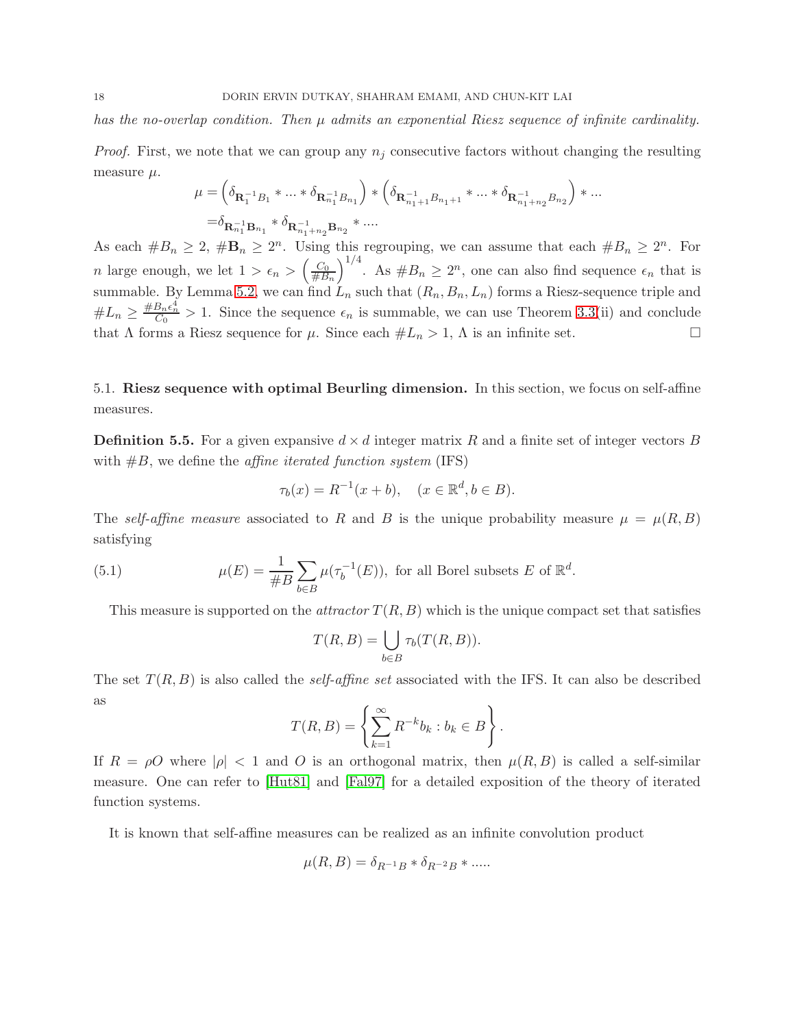*has the no-overlap condition. Then $\mu$ admits an exponential Riesz sequence of infinite cardinality.*

*Proof.* First, we note that we can group any $n_j$ consecutive factors without changing the resulting measure $\mu$.

$$\mu = \left(\delta_{\mathbf{R}_1^{-1}B_1} * ... * \delta_{\mathbf{R}_{n_1}^{-1}B_{n_1}}\right) * \left(\delta_{\mathbf{R}_{n_1+1}^{-1}B_{n_1+1}} * ... * \delta_{\mathbf{R}_{n_1+n_2}^{-1}B_{n_2}}\right) * ...$$
$$= \delta_{\mathbf{R}_{n_1}^{-1}\mathbf{B}_{n_1}} * \delta_{\mathbf{R}_{n_1+n_2}^{-1}\mathbf{B}_{n_2}} * ....$$

As each $\#B_n \geq 2$, $\#\mathbf{B}_n \geq 2^n$. Using this regrouping, we can assume that each $\#B_n \geq 2^n$. For $n$ large enough, we let $1 > \epsilon_n > \left(\frac{C_0}{\#B_n}\right)^{1/4}$. As $\#B_n \geq 2^n$, one can also find sequence $\epsilon_n$ that is summable. By Lemma 5.2, we can find $L_n$ such that $(R_n, B_n, L_n)$ forms a Riesz-sequence triple and $\#L_n \geq \frac{\#B_n \epsilon_n^4}{C_0} > 1$. Since the sequence $\epsilon_n$ is summable, we can use Theorem 3.3(ii) and conclude that $\Lambda$ forms a Riesz sequence for $\mu$. Since each $\#L_n > 1$, $\Lambda$ is an infinite set. $\square$

## 5.1. Riesz sequence with optimal Beurling dimension.

In this section, we focus on self-affine measures.

**Definition 5.5.** For a given expansive $d \times d$ integer matrix $R$ and a finite set of integer vectors $B$ with $\#B$, we define the *affine iterated function system* (IFS)

$$\tau_b(x) = R^{-1}(x + b), \quad (x \in \mathbb{R}^d, b \in B).$$

The *self-affine measure* associated to $R$ and $B$ is the unique probability measure $\mu = \mu(R, B)$ satisfying

$$\mu(E) = \frac{1}{\#B} \sum_{b \in B} \mu(\tau_b^{-1}(E)), \text{ for all Borel subsets } E \text{ of } \mathbb{R}^d. \tag{5.1}$$

This measure is supported on the *attractor* $T(R, B)$ which is the unique compact set that satisfies

$$T(R, B) = \bigcup_{b \in B} \tau_b(T(R, B)).$$

The set $T(R, B)$ is also called the *self-affine set* associated with the IFS. It can also be described as

$$T(R, B) = \left\{ \sum_{k=1}^{\infty} R^{-k} b_k : b_k \in B \right\}.$$

If $R = \rho O$ where $|\rho| < 1$ and $O$ is an orthogonal matrix, then $\mu(R, B)$ is called a self-similar measure. One can refer to [Hut81] and [Fal97] for a detailed exposition of the theory of iterated function systems.

It is known that self-affine measures can be realized as an infinite convolution product

$$\mu(R, B) = \delta_{R^{-1}B} * \delta_{R^{-2}B} * .....$$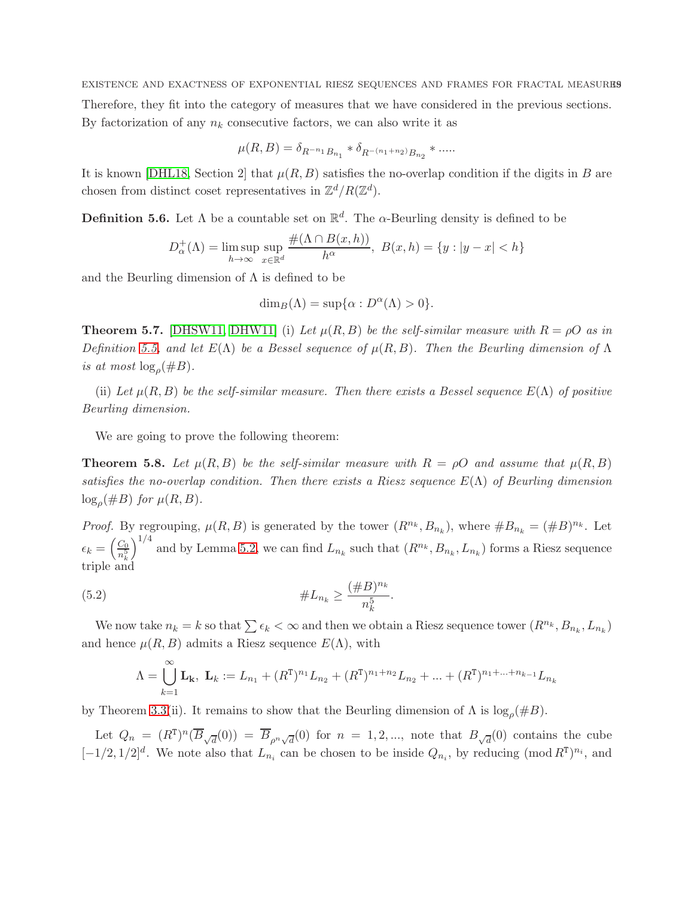Therefore, they fit into the category of measures that we have considered in the previous sections. By factorization of any $n_k$ consecutive factors, we can also write it as

$$\mu(R,B) = \delta_{R^{-n_1}B_{n_1}} * \delta_{R^{-(n_1+n_2)}B_{n_2}} * .....$$

It is known [DHL18, Section 2] that $\mu(R,B)$ satisfies the no-overlap condition if the digits in $B$ are chosen from distinct coset representatives in $\mathbb{Z}^d/R(\mathbb{Z}^d)$.

**Definition 5.6.** Let $\Lambda$ be a countable set on $\mathbb{R}^d$. The $\alpha$-Beurling density is defined to be

$$D_\alpha^+(\Lambda) = \limsup_{h\to\infty} \sup_{x\in\mathbb{R}^d} \frac{\#(\Lambda\cap B(x,h))}{h^\alpha}, \ B(x,h) = \{y : |y-x| < h\}$$

and the Beurling dimension of $\Lambda$ is defined to be

$$\dim_B(\Lambda) = \sup\{\alpha : D^\alpha(\Lambda) > 0\}.$$

**Theorem 5.7.** [DHSW11, DHW11] (i) *Let $\mu(R,B)$ be the self-similar measure with $R = \rho O$ as in Definition 5.5, and let $E(\Lambda)$ be a Bessel sequence of $\mu(R,B)$. Then the Beurling dimension of $\Lambda$ is at most $\log_\rho(\#B)$.*

(ii) *Let $\mu(R,B)$ be the self-similar measure. Then there exists a Bessel sequence $E(\Lambda)$ of positive Beurling dimension.*

We are going to prove the following theorem:

**Theorem 5.8.** *Let $\mu(R,B)$ be the self-similar measure with $R = \rho O$ and assume that $\mu(R,B)$ satisfies the no-overlap condition. Then there exists a Riesz sequence $E(\Lambda)$ of Beurling dimension $\log_\rho(\#B)$ for $\mu(R,B)$.*

*Proof.* By regrouping, $\mu(R,B)$ is generated by the tower $(R^{n_k}, B_{n_k})$, where $\#B_{n_k} = (\#B)^{n_k}$. Let $\epsilon_k = \left(\frac{C_0}{n_k^5}\right)^{1/4}$ and by Lemma 5.2, we can find $L_{n_k}$ such that $(R^{n_k}, B_{n_k}, L_{n_k})$ forms a Riesz sequence triple and

$$\#L_{n_k} \geq \frac{(\#B)^{n_k}}{n_k^5}. \tag{5.2}$$

We now take $n_k = k$ so that $\sum \epsilon_k < \infty$ and then we obtain a Riesz sequence tower $(R^{n_k}, B_{n_k}, L_{n_k})$ and hence $\mu(R,B)$ admits a Riesz sequence $E(\Lambda)$, with

$$\Lambda = \bigcup_{k=1}^\infty \mathbf{L_k}, \ \mathbf{L}_k := L_{n_1} + (R^{\mathsf{T}})^{n_1} L_{n_2} + (R^{\mathsf{T}})^{n_1+n_2} L_{n_2} + ... + (R^{\mathsf{T}})^{n_1+...+n_{k-1}} L_{n_k}$$

by Theorem 3.3(ii). It remains to show that the Beurling dimension of $\Lambda$ is $\log_\rho(\#B)$.

Let $Q_n = (R^{\mathsf{T}})^n(\overline{B}_{\sqrt{d}}(0)) = \overline{B}_{\rho^n\sqrt{d}}(0)$ for $n = 1,2,...,$ note that $B_{\sqrt{d}}(0)$ contains the cube $[-1/2,1/2]^d$. We note also that $L_{n_i}$ can be chosen to be inside $Q_{n_i}$, by reducing $(\mathrm{mod}\, R^{\mathsf{T}})^{n_i}$, and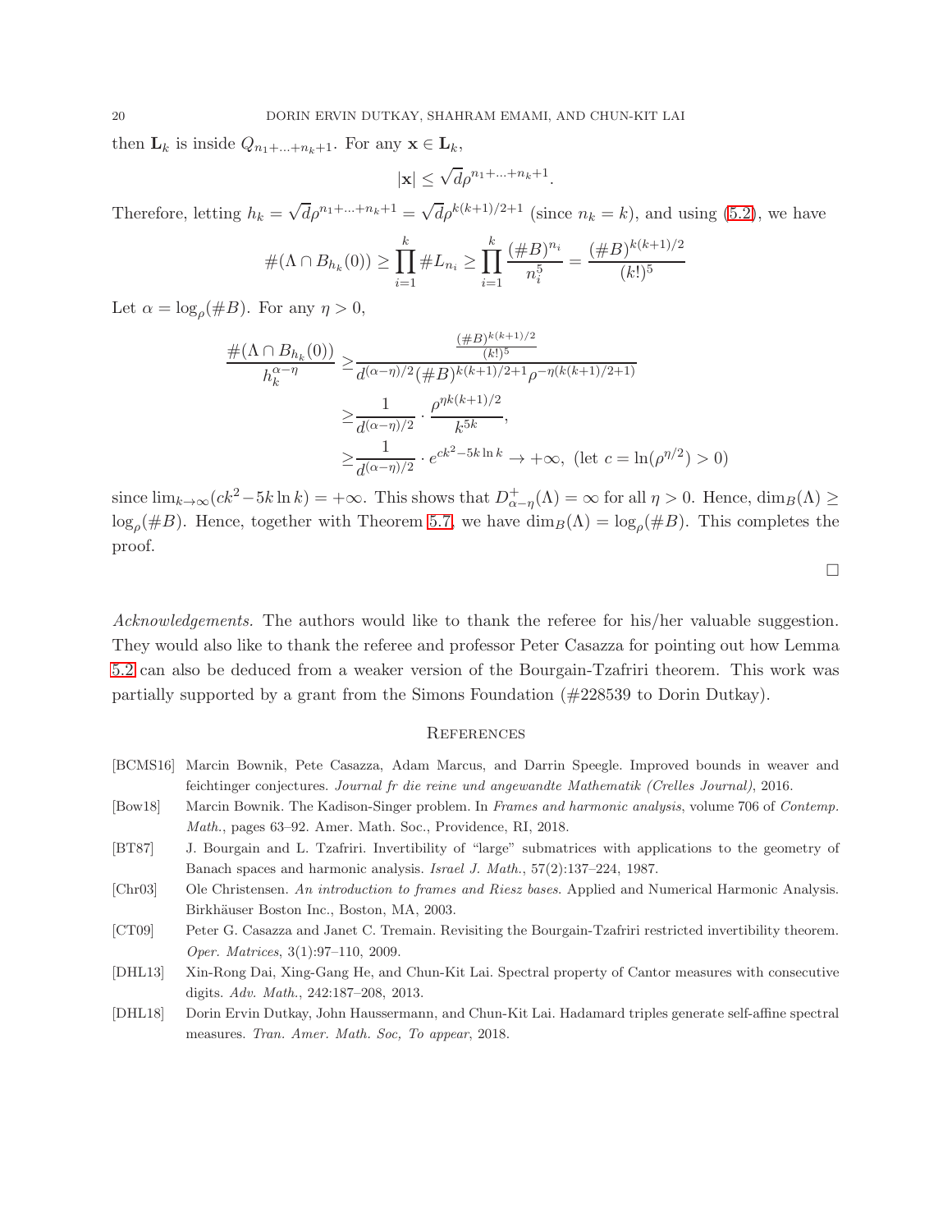then $\mathbf{L}_k$ is inside $Q_{n_1+\ldots+n_k+1}$. For any $\mathbf{x} \in \mathbf{L}_k$,

$$|\mathbf{x}| \leq \sqrt{d}\rho^{n_1+\ldots+n_k+1}.$$

Therefore, letting $h_k = \sqrt{d}\rho^{n_1+\ldots+n_k+1} = \sqrt{d}\rho^{k(k+1)/2+1}$ (since $n_k = k$), and using (5.2), we have

$$\#(\Lambda \cap B_{h_k}(0)) \geq \prod_{i=1}^{k} \# L_{n_i} \geq \prod_{i=1}^{k} \frac{(\#B)^{n_i}}{n_i^5} = \frac{(\#B)^{k(k+1)/2}}{(k!)^5}$$

Let $\alpha = \log_\rho(\#B)$. For any $\eta > 0$,

$$\begin{aligned}
\frac{\#(\Lambda \cap B_{h_k}(0))}{h_k^{\alpha-\eta}} \geq & \frac{\frac{(\#B)^{k(k+1)/2}}{(k!)^5}}{d^{(\alpha-\eta)/2}(\#B)^{k(k+1)/2+1}\rho^{-\eta(k(k+1)/2+1)}} \\
\geq & \frac{1}{d^{(\alpha-\eta)/2}} \cdot \frac{\rho^{\eta k(k+1)/2}}{k^{5k}}, \\
\geq & \frac{1}{d^{(\alpha-\eta)/2}} \cdot e^{ck^2 - 5k\ln k} \to +\infty, \ (\text{let } c = \ln(\rho^{\eta/2}) > 0)
\end{aligned}$$

since $\lim_{k\to\infty}(ck^2 - 5k\ln k) = +\infty$. This shows that $D^+_{\alpha-\eta}(\Lambda) = \infty$ for all $\eta > 0$. Hence, $\dim_B(\Lambda) \geq \log_\rho(\#B)$. Hence, together with Theorem 5.7, we have $\dim_B(\Lambda) = \log_\rho(\#B)$. This completes the proof.

□

*Acknowledgements.* The authors would like to thank the referee for his/her valuable suggestion. They would also like to thank the referee and professor Peter Casazza for pointing out how Lemma 5.2 can also be deduced from a weaker version of the Bourgain-Tzafriri theorem. This work was partially supported by a grant from the Simons Foundation (#228539 to Dorin Dutkay).

## References

[BCMS16] Marcin Bownik, Pete Casazza, Adam Marcus, and Darrin Speegle. Improved bounds in weaver and feichtinger conjectures. *Journal fr die reine und angewandte Mathematik (Crelles Journal)*, 2016.

[Bow18] Marcin Bownik. The Kadison-Singer problem. In *Frames and harmonic analysis*, volume 706 of *Contemp. Math.*, pages 63–92. Amer. Math. Soc., Providence, RI, 2018.

[BT87] J. Bourgain and L. Tzafriri. Invertibility of "large" submatrices with applications to the geometry of Banach spaces and harmonic analysis. *Israel J. Math.*, 57(2):137–224, 1987.

[Chr03] Ole Christensen. *An introduction to frames and Riesz bases*. Applied and Numerical Harmonic Analysis. Birkhäuser Boston Inc., Boston, MA, 2003.

[CT09] Peter G. Casazza and Janet C. Tremain. Revisiting the Bourgain-Tzafriri restricted invertibility theorem. *Oper. Matrices*, 3(1):97–110, 2009.

[DHL13] Xin-Rong Dai, Xing-Gang He, and Chun-Kit Lai. Spectral property of Cantor measures with consecutive digits. *Adv. Math.*, 242:187–208, 2013.

[DHL18] Dorin Ervin Dutkay, John Haussermann, and Chun-Kit Lai. Hadamard triples generate self-affine spectral measures. *Tran. Amer. Math. Soc, To appear*, 2018.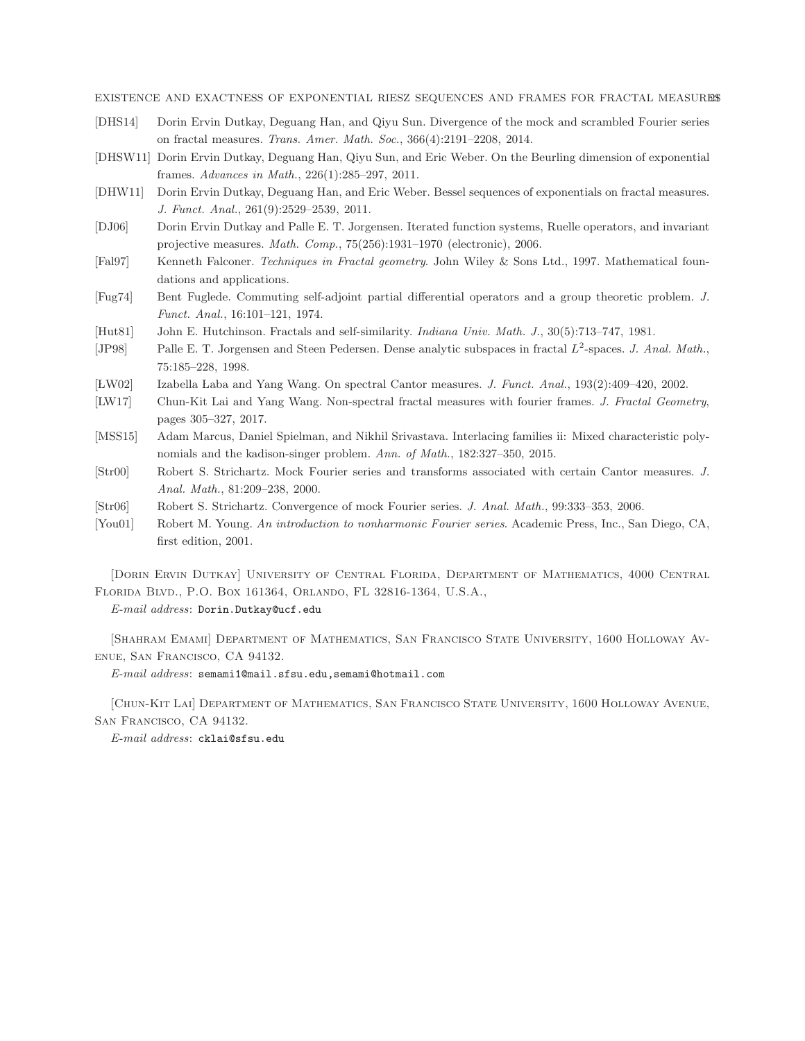[DHS14] Dorin Ervin Dutkay, Deguang Han, and Qiyu Sun. Divergence of the mock and scrambled Fourier series on fractal measures. *Trans. Amer. Math. Soc.*, 366(4):2191–2208, 2014.

[DHSW11] Dorin Ervin Dutkay, Deguang Han, Qiyu Sun, and Eric Weber. On the Beurling dimension of exponential frames. *Advances in Math.*, 226(1):285–297, 2011.

[DHW11] Dorin Ervin Dutkay, Deguang Han, and Eric Weber. Bessel sequences of exponentials on fractal measures. *J. Funct. Anal.*, 261(9):2529–2539, 2011.

[DJ06] Dorin Ervin Dutkay and Palle E. T. Jorgensen. Iterated function systems, Ruelle operators, and invariant projective measures. *Math. Comp.*, 75(256):1931–1970 (electronic), 2006.

[Fal97] Kenneth Falconer. *Techniques in Fractal geometry*. John Wiley & Sons Ltd., 1997. Mathematical foundations and applications.

[Fug74] Bent Fuglede. Commuting self-adjoint partial differential operators and a group theoretic problem. *J. Funct. Anal.*, 16:101–121, 1974.

[Hut81] John E. Hutchinson. Fractals and self-similarity. *Indiana Univ. Math. J.*, 30(5):713–747, 1981.

[JP98] Palle E. T. Jorgensen and Steen Pedersen. Dense analytic subspaces in fractal $L^2$-spaces. *J. Anal. Math.*, 75:185–228, 1998.

[LW02] Izabella Łaba and Yang Wang. On spectral Cantor measures. *J. Funct. Anal.*, 193(2):409–420, 2002.

[LW17] Chun-Kit Lai and Yang Wang. Non-spectral fractal measures with fourier frames. *J. Fractal Geometry*, pages 305–327, 2017.

[MSS15] Adam Marcus, Daniel Spielman, and Nikhil Srivastava. Interlacing families ii: Mixed characteristic polynomials and the kadison-singer problem. *Ann. of Math.*, 182:327–350, 2015.

[Str00] Robert S. Strichartz. Mock Fourier series and transforms associated with certain Cantor measures. *J. Anal. Math.*, 81:209–238, 2000.

[Str06] Robert S. Strichartz. Convergence of mock Fourier series. *J. Anal. Math.*, 99:333–353, 2006.

[You01] Robert M. Young. *An introduction to nonharmonic Fourier series*. Academic Press, Inc., San Diego, CA, first edition, 2001.

[Dorin Ervin Dutkay] University of Central Florida, Department of Mathematics, 4000 Central Florida Blvd., P.O. Box 161364, Orlando, FL 32816-1364, U.S.A.,

*E-mail address*: Dorin.Dutkay@ucf.edu

[Shahram Emami] Department of Mathematics, San Francisco State University, 1600 Holloway Avenue, San Francisco, CA 94132.

*E-mail address*: semami1@mail.sfsu.edu,semami@hotmail.com

[Chun-Kit Lai] Department of Mathematics, San Francisco State University, 1600 Holloway Avenue, San Francisco, CA 94132.

*E-mail address*: cklai@sfsu.edu